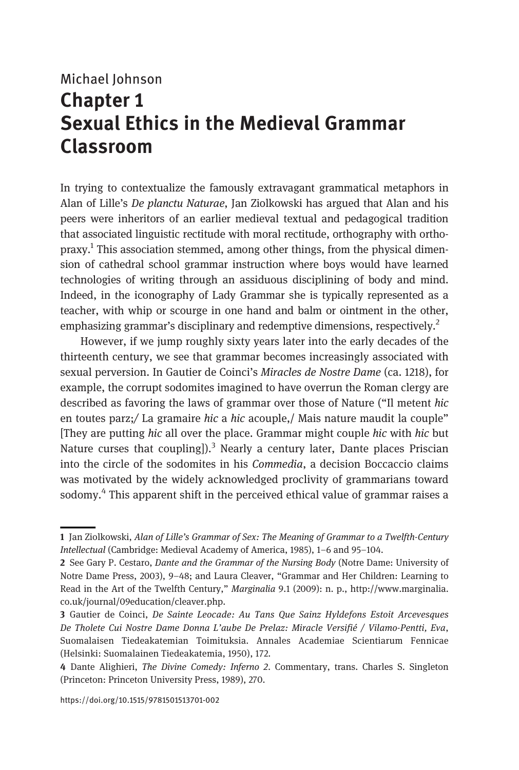Michael Johnson

# Chapter 1
# Sexual Ethics in the Medieval Grammar Classroom

In trying to contextualize the famously extravagant grammatical metaphors in Alan of Lille's *De planctu Naturae*, Jan Ziolkowski has argued that Alan and his peers were inheritors of an earlier medieval textual and pedagogical tradition that associated linguistic rectitude with moral rectitude, orthography with orthopraxy.[1] This association stemmed, among other things, from the physical dimension of cathedral school grammar instruction where boys would have learned technologies of writing through an assiduous disciplining of body and mind. Indeed, in the iconography of Lady Grammar she is typically represented as a teacher, with whip or scourge in one hand and balm or ointment in the other, emphasizing grammar's disciplinary and redemptive dimensions, respectively.[2]

However, if we jump roughly sixty years later into the early decades of the thirteenth century, we see that grammar becomes increasingly associated with sexual perversion. In Gautier de Coinci's *Miracles de Nostre Dame* (ca. 1218), for example, the corrupt sodomites imagined to have overrun the Roman clergy are described as favoring the laws of grammar over those of Nature ("Il metent *hic* en toutes parz;/ La gramaire *hic* a *hic* acouple,/ Mais nature maudit la couple" [They are putting *hic* all over the place. Grammar might couple *hic* with *hic* but Nature curses that coupling]).[3] Nearly a century later, Dante places Priscian into the circle of the sodomites in his *Commedia*, a decision Boccaccio claims was motivated by the widely acknowledged proclivity of grammarians toward sodomy.[4] This apparent shift in the perceived ethical value of grammar raises a

---

1 Jan Ziolkowski, *Alan of Lille's Grammar of Sex: The Meaning of Grammar to a Twelfth-Century Intellectual* (Cambridge: Medieval Academy of America, 1985), 1–6 and 95–104.

2 See Gary P. Cestaro, *Dante and the Grammar of the Nursing Body* (Notre Dame: University of Notre Dame Press, 2003), 9–48; and Laura Cleaver, "Grammar and Her Children: Learning to Read in the Art of the Twelfth Century," *Marginalia* 9.1 (2009): n. p., http://www.marginalia.co.uk/journal/09education/cleaver.php.

3 Gautier de Coinci, *De Sainte Leocade: Au Tans Que Sainz Hyldefons Estoit Arcevesques De Tholete Cui Nostre Dame Donna L'aube De Prelaz: Miracle Versifié / Vilamo-Pentti, Eva*, Suomalaisen Tiedeakatemian Toimituksia. Annales Academiae Scientiarum Fennicae (Helsinki: Suomalainen Tiedeakatemia, 1950), 172.

4 Dante Alighieri, *The Divine Comedy: Inferno 2*. Commentary, trans. Charles S. Singleton (Princeton: Princeton University Press, 1989), 270.

https://doi.org/10.1515/9781501513701-002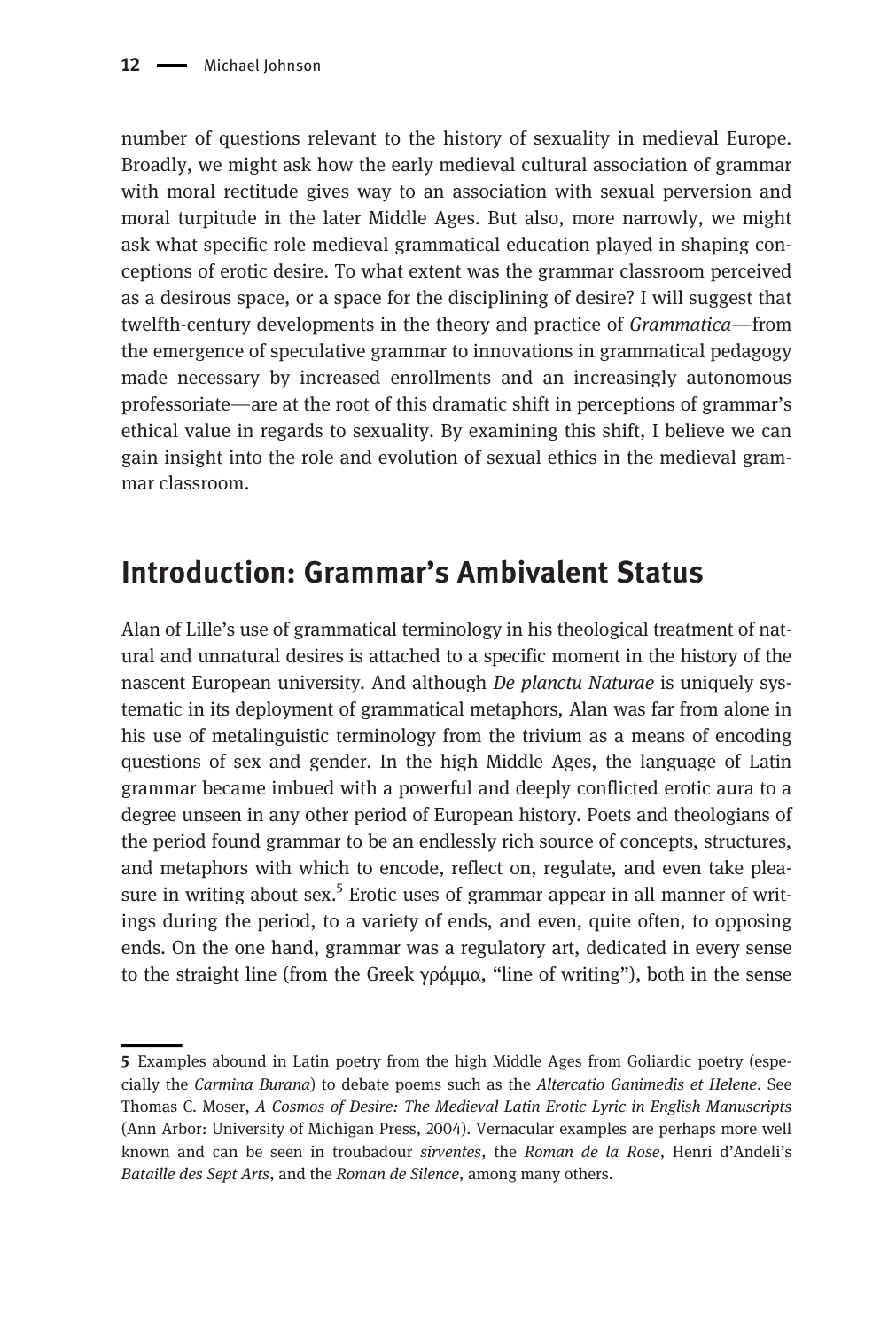number of questions relevant to the history of sexuality in medieval Europe. Broadly, we might ask how the early medieval cultural association of grammar with moral rectitude gives way to an association with sexual perversion and moral turpitude in the later Middle Ages. But also, more narrowly, we might ask what specific role medieval grammatical education played in shaping conceptions of erotic desire. To what extent was the grammar classroom perceived as a desirous space, or a space for the disciplining of desire? I will suggest that twelfth-century developments in the theory and practice of *Grammatica*—from the emergence of speculative grammar to innovations in grammatical pedagogy made necessary by increased enrollments and an increasingly autonomous professoriate—are at the root of this dramatic shift in perceptions of grammar's ethical value in regards to sexuality. By examining this shift, I believe we can gain insight into the role and evolution of sexual ethics in the medieval grammar classroom.

## Introduction: Grammar's Ambivalent Status

Alan of Lille's use of grammatical terminology in his theological treatment of natural and unnatural desires is attached to a specific moment in the history of the nascent European university. And although *De planctu Naturae* is uniquely systematic in its deployment of grammatical metaphors, Alan was far from alone in his use of metalinguistic terminology from the trivium as a means of encoding questions of sex and gender. In the high Middle Ages, the language of Latin grammar became imbued with a powerful and deeply conflicted erotic aura to a degree unseen in any other period of European history. Poets and theologians of the period found grammar to be an endlessly rich source of concepts, structures, and metaphors with which to encode, reflect on, regulate, and even take pleasure in writing about sex.[5] Erotic uses of grammar appear in all manner of writings during the period, to a variety of ends, and even, quite often, to opposing ends. On the one hand, grammar was a regulatory art, dedicated in every sense to the straight line (from the Greek γράμμα, "line of writing"), both in the sense

---

5 Examples abound in Latin poetry from the high Middle Ages from Goliardic poetry (especially the *Carmina Burana*) to debate poems such as the *Altercatio Ganimedis et Helene*. See Thomas C. Moser, *A Cosmos of Desire: The Medieval Latin Erotic Lyric in English Manuscripts* (Ann Arbor: University of Michigan Press, 2004). Vernacular examples are perhaps more well known and can be seen in troubadour *sirventes*, the *Roman de la Rose*, Henri d'Andeli's *Bataille des Sept Arts*, and the *Roman de Silence*, among many others.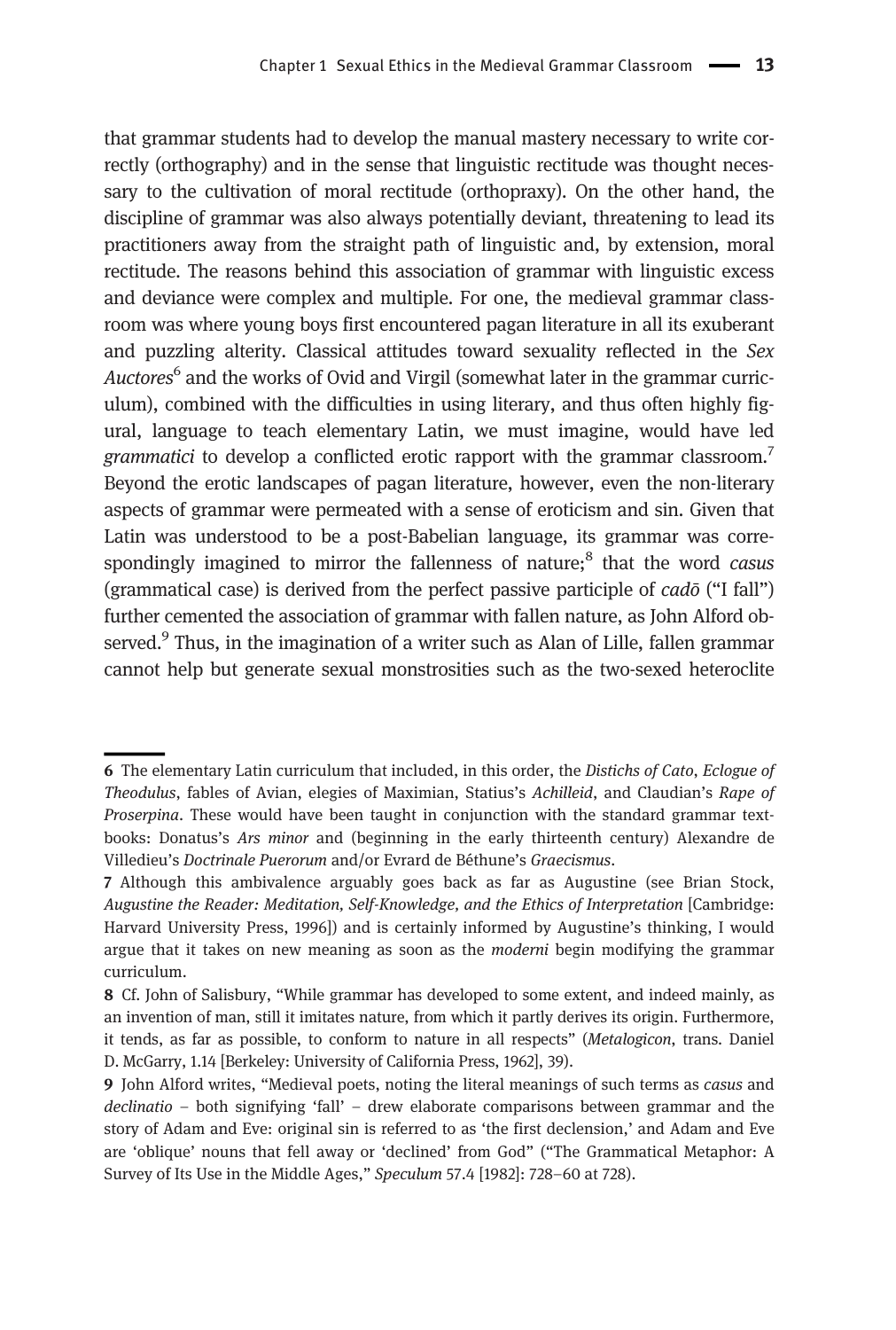that grammar students had to develop the manual mastery necessary to write correctly (orthography) and in the sense that linguistic rectitude was thought necessary to the cultivation of moral rectitude (orthopraxy). On the other hand, the discipline of grammar was also always potentially deviant, threatening to lead its practitioners away from the straight path of linguistic and, by extension, moral rectitude. The reasons behind this association of grammar with linguistic excess and deviance were complex and multiple. For one, the medieval grammar classroom was where young boys first encountered pagan literature in all its exuberant and puzzling alterity. Classical attitudes toward sexuality reflected in the *Sex Auctores*[6] and the works of Ovid and Virgil (somewhat later in the grammar curriculum), combined with the difficulties in using literary, and thus often highly figural, language to teach elementary Latin, we must imagine, would have led *grammatici* to develop a conflicted erotic rapport with the grammar classroom.[7] Beyond the erotic landscapes of pagan literature, however, even the non-literary aspects of grammar were permeated with a sense of eroticism and sin. Given that Latin was understood to be a post-Babelian language, its grammar was correspondingly imagined to mirror the fallenness of nature;[8] that the word *casus* (grammatical case) is derived from the perfect passive participle of *cadō* ("I fall") further cemented the association of grammar with fallen nature, as John Alford observed.[9] Thus, in the imagination of a writer such as Alan of Lille, fallen grammar cannot help but generate sexual monstrosities such as the two-sexed heteroclite

---

6 The elementary Latin curriculum that included, in this order, the *Distichs of Cato*, *Eclogue of Theodulus*, fables of Avian, elegies of Maximian, Statius's *Achilleid*, and Claudian's *Rape of Proserpina*. These would have been taught in conjunction with the standard grammar textbooks: Donatus's *Ars minor* and (beginning in the early thirteenth century) Alexandre de Villedieu's *Doctrinale Puerorum* and/or Evrard de Béthune's *Graecismus*.

7 Although this ambivalence arguably goes back as far as Augustine (see Brian Stock, *Augustine the Reader: Meditation, Self-Knowledge, and the Ethics of Interpretation* [Cambridge: Harvard University Press, 1996]) and is certainly informed by Augustine's thinking, I would argue that it takes on new meaning as soon as the *moderni* begin modifying the grammar curriculum.

8 Cf. John of Salisbury, "While grammar has developed to some extent, and indeed mainly, as an invention of man, still it imitates nature, from which it partly derives its origin. Furthermore, it tends, as far as possible, to conform to nature in all respects" (*Metalogicon*, trans. Daniel D. McGarry, 1.14 [Berkeley: University of California Press, 1962], 39).

9 John Alford writes, "Medieval poets, noting the literal meanings of such terms as *casus* and *declinatio* – both signifying 'fall' – drew elaborate comparisons between grammar and the story of Adam and Eve: original sin is referred to as 'the first declension,' and Adam and Eve are 'oblique' nouns that fell away or 'declined' from God" ("The Grammatical Metaphor: A Survey of Its Use in the Middle Ages," *Speculum* 57.4 [1982]: 728–60 at 728).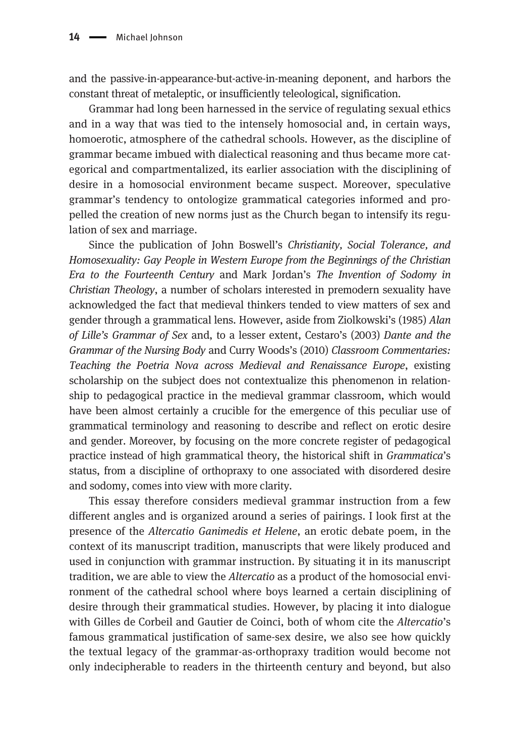and the passive-in-appearance-but-active-in-meaning deponent, and harbors the constant threat of metaleptic, or insufficiently teleological, signification.

Grammar had long been harnessed in the service of regulating sexual ethics and in a way that was tied to the intensely homosocial and, in certain ways, homoerotic, atmosphere of the cathedral schools. However, as the discipline of grammar became imbued with dialectical reasoning and thus became more categorical and compartmentalized, its earlier association with the disciplining of desire in a homosocial environment became suspect. Moreover, speculative grammar's tendency to ontologize grammatical categories informed and propelled the creation of new norms just as the Church began to intensify its regulation of sex and marriage.

Since the publication of John Boswell's *Christianity, Social Tolerance, and Homosexuality: Gay People in Western Europe from the Beginnings of the Christian Era to the Fourteenth Century* and Mark Jordan's *The Invention of Sodomy in Christian Theology*, a number of scholars interested in premodern sexuality have acknowledged the fact that medieval thinkers tended to view matters of sex and gender through a grammatical lens. However, aside from Ziolkowski's (1985) *Alan of Lille's Grammar of Sex* and, to a lesser extent, Cestaro's (2003) *Dante and the Grammar of the Nursing Body* and Curry Woods's (2010) *Classroom Commentaries: Teaching the Poetria Nova across Medieval and Renaissance Europe*, existing scholarship on the subject does not contextualize this phenomenon in relationship to pedagogical practice in the medieval grammar classroom, which would have been almost certainly a crucible for the emergence of this peculiar use of grammatical terminology and reasoning to describe and reflect on erotic desire and gender. Moreover, by focusing on the more concrete register of pedagogical practice instead of high grammatical theory, the historical shift in *Grammatica*'s status, from a discipline of orthopraxy to one associated with disordered desire and sodomy, comes into view with more clarity.

This essay therefore considers medieval grammar instruction from a few different angles and is organized around a series of pairings. I look first at the presence of the *Altercatio Ganimedis et Helene*, an erotic debate poem, in the context of its manuscript tradition, manuscripts that were likely produced and used in conjunction with grammar instruction. By situating it in its manuscript tradition, we are able to view the *Altercatio* as a product of the homosocial environment of the cathedral school where boys learned a certain disciplining of desire through their grammatical studies. However, by placing it into dialogue with Gilles de Corbeil and Gautier de Coinci, both of whom cite the *Altercatio*'s famous grammatical justification of same-sex desire, we also see how quickly the textual legacy of the grammar-as-orthopraxy tradition would become not only indecipherable to readers in the thirteenth century and beyond, but also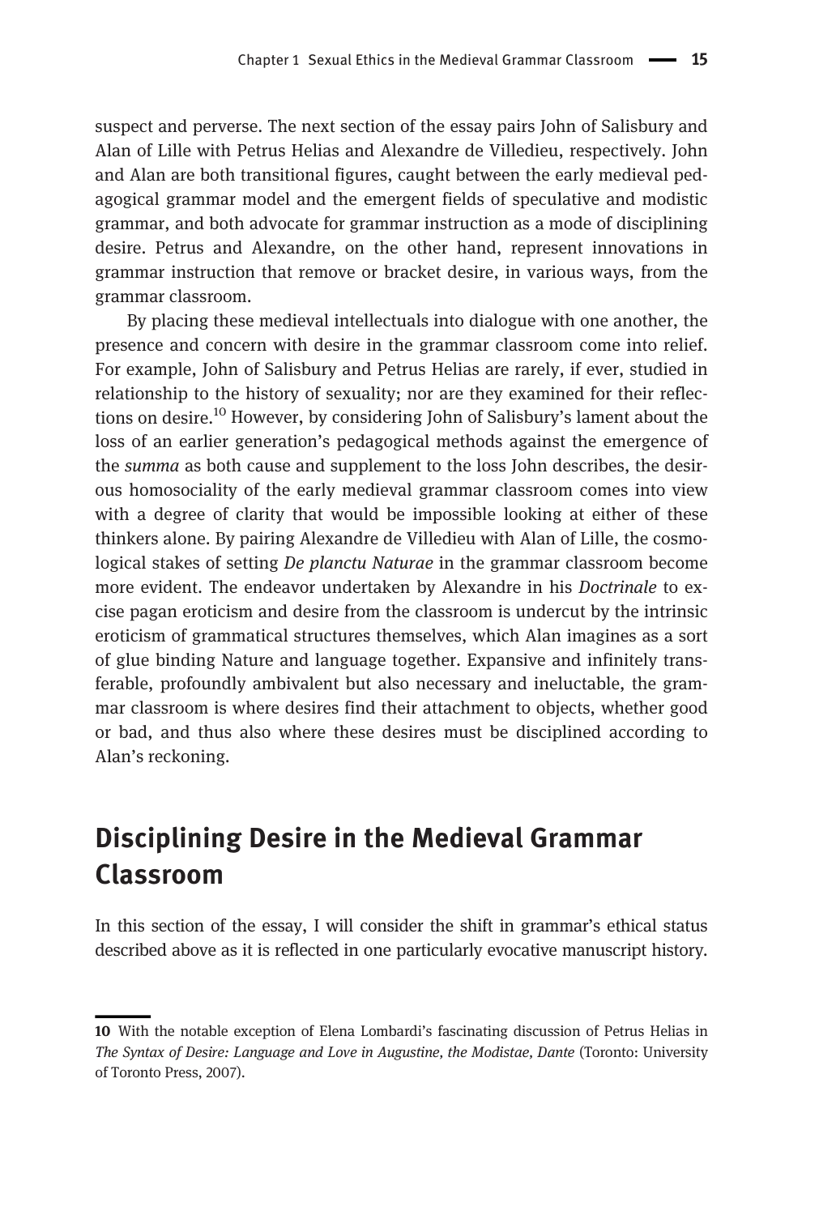suspect and perverse. The next section of the essay pairs John of Salisbury and Alan of Lille with Petrus Helias and Alexandre de Villedieu, respectively. John and Alan are both transitional figures, caught between the early medieval pedagogical grammar model and the emergent fields of speculative and modistic grammar, and both advocate for grammar instruction as a mode of disciplining desire. Petrus and Alexandre, on the other hand, represent innovations in grammar instruction that remove or bracket desire, in various ways, from the grammar classroom.

By placing these medieval intellectuals into dialogue with one another, the presence and concern with desire in the grammar classroom come into relief. For example, John of Salisbury and Petrus Helias are rarely, if ever, studied in relationship to the history of sexuality; nor are they examined for their reflections on desire.[10] However, by considering John of Salisbury's lament about the loss of an earlier generation's pedagogical methods against the emergence of the *summa* as both cause and supplement to the loss John describes, the desirous homosociality of the early medieval grammar classroom comes into view with a degree of clarity that would be impossible looking at either of these thinkers alone. By pairing Alexandre de Villedieu with Alan of Lille, the cosmological stakes of setting *De planctu Naturae* in the grammar classroom become more evident. The endeavor undertaken by Alexandre in his *Doctrinale* to excise pagan eroticism and desire from the classroom is undercut by the intrinsic eroticism of grammatical structures themselves, which Alan imagines as a sort of glue binding Nature and language together. Expansive and infinitely transferable, profoundly ambivalent but also necessary and ineluctable, the grammar classroom is where desires find their attachment to objects, whether good or bad, and thus also where these desires must be disciplined according to Alan's reckoning.

## Disciplining Desire in the Medieval Grammar Classroom

In this section of the essay, I will consider the shift in grammar's ethical status described above as it is reflected in one particularly evocative manuscript history.

---

**10** With the notable exception of Elena Lombardi's fascinating discussion of Petrus Helias in *The Syntax of Desire: Language and Love in Augustine, the Modistae, Dante* (Toronto: University of Toronto Press, 2007).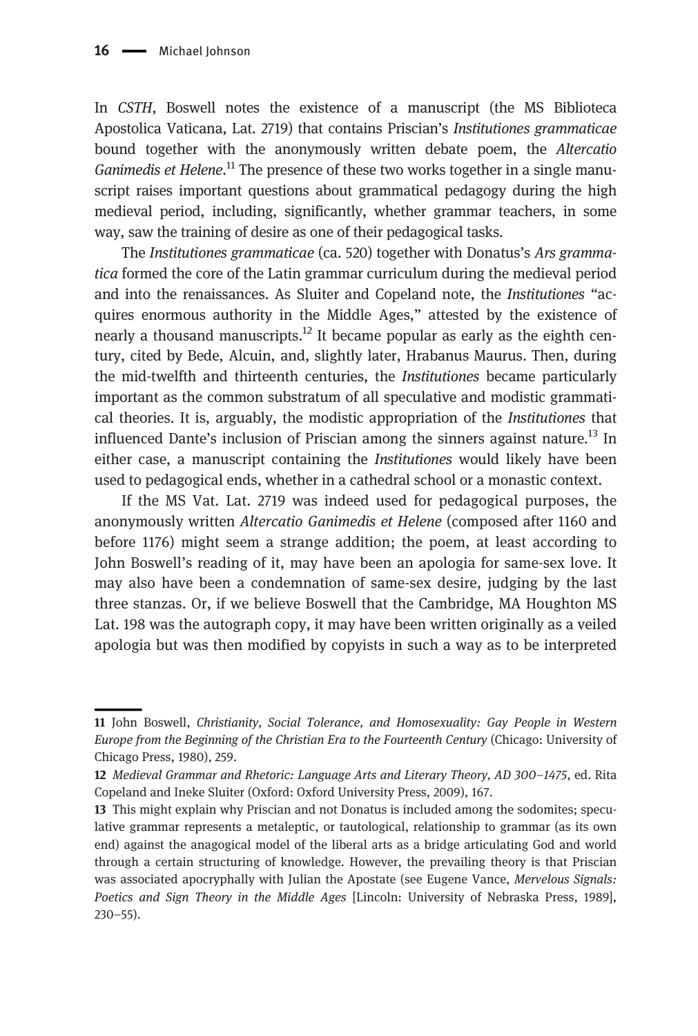In *CSTH*, Boswell notes the existence of a manuscript (the MS Biblioteca Apostolica Vaticana, Lat. 2719) that contains Priscian's *Institutiones grammaticae* bound together with the anonymously written debate poem, the *Altercatio Ganimedis et Helene*.[11] The presence of these two works together in a single manuscript raises important questions about grammatical pedagogy during the high medieval period, including, significantly, whether grammar teachers, in some way, saw the training of desire as one of their pedagogical tasks.

The *Institutiones grammaticae* (ca. 520) together with Donatus's *Ars grammatica* formed the core of the Latin grammar curriculum during the medieval period and into the renaissances. As Sluiter and Copeland note, the *Institutiones* "acquires enormous authority in the Middle Ages," attested by the existence of nearly a thousand manuscripts.[12] It became popular as early as the eighth century, cited by Bede, Alcuin, and, slightly later, Hrabanus Maurus. Then, during the mid-twelfth and thirteenth centuries, the *Institutiones* became particularly important as the common substratum of all speculative and modistic grammatical theories. It is, arguably, the modistic appropriation of the *Institutiones* that influenced Dante's inclusion of Priscian among the sinners against nature.[13] In either case, a manuscript containing the *Institutiones* would likely have been used to pedagogical ends, whether in a cathedral school or a monastic context.

If the MS Vat. Lat. 2719 was indeed used for pedagogical purposes, the anonymously written *Altercatio Ganimedis et Helene* (composed after 1160 and before 1176) might seem a strange addition; the poem, at least according to John Boswell's reading of it, may have been an apologia for same-sex love. It may also have been a condemnation of same-sex desire, judging by the last three stanzas. Or, if we believe Boswell that the Cambridge, MA Houghton MS Lat. 198 was the autograph copy, it may have been written originally as a veiled apologia but was then modified by copyists in such a way as to be interpreted

---

**11** John Boswell, *Christianity, Social Tolerance, and Homosexuality: Gay People in Western Europe from the Beginning of the Christian Era to the Fourteenth Century* (Chicago: University of Chicago Press, 1980), 259.

**12** *Medieval Grammar and Rhetoric: Language Arts and Literary Theory, AD 300–1475*, ed. Rita Copeland and Ineke Sluiter (Oxford: Oxford University Press, 2009), 167.

**13** This might explain why Priscian and not Donatus is included among the sodomites; speculative grammar represents a metaleptic, or tautological, relationship to grammar (as its own end) against the anagogical model of the liberal arts as a bridge articulating God and world through a certain structuring of knowledge. However, the prevailing theory is that Priscian was associated apocryphally with Julian the Apostate (see Eugene Vance, *Mervelous Signals: Poetics and Sign Theory in the Middle Ages* [Lincoln: University of Nebraska Press, 1989], 230–55).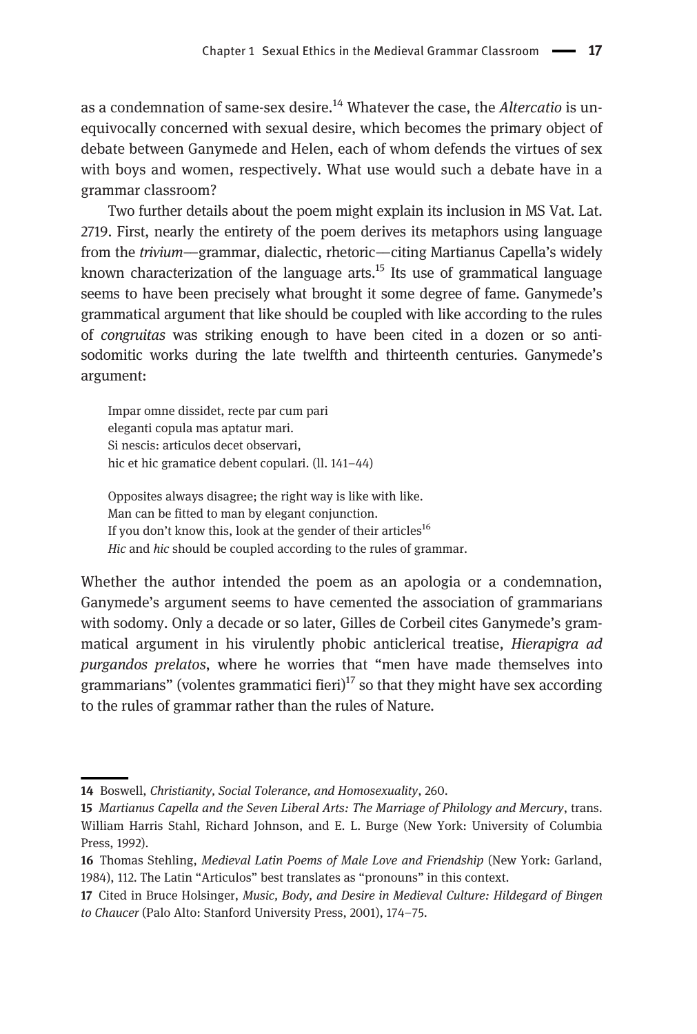as a condemnation of same-sex desire.[14] Whatever the case, the *Altercatio* is unequivocally concerned with sexual desire, which becomes the primary object of debate between Ganymede and Helen, each of whom defends the virtues of sex with boys and women, respectively. What use would such a debate have in a grammar classroom?

Two further details about the poem might explain its inclusion in MS Vat. Lat. 2719. First, nearly the entirety of the poem derives its metaphors using language from the *trivium*—grammar, dialectic, rhetoric—citing Martianus Capella's widely known characterization of the language arts.[15] Its use of grammatical language seems to have been precisely what brought it some degree of fame. Ganymede's grammatical argument that like should be coupled with like according to the rules of *congruitas* was striking enough to have been cited in a dozen or so anti-sodomitic works during the late twelfth and thirteenth centuries. Ganymede's argument:

> Impar omne dissidet, recte par cum pari
> eleganti copula mas aptatur mari.
> Si nescis: articulos decet observari,
> hic et hic gramatice debent copulari. (ll. 141–44)
>
> Opposites always disagree; the right way is like with like.
> Man can be fitted to man by elegant conjunction.
> If you don't know this, look at the gender of their articles[16]
> *Hic* and *hic* should be coupled according to the rules of grammar.

Whether the author intended the poem as an apologia or a condemnation, Ganymede's argument seems to have cemented the association of grammarians with sodomy. Only a decade or so later, Gilles de Corbeil cites Ganymede's grammatical argument in his virulently phobic anticlerical treatise, *Hierapigra ad purgandos prelatos*, where he worries that "men have made themselves into grammarians" (volentes grammatici fieri)[17] so that they might have sex according to the rules of grammar rather than the rules of Nature.

---

14 Boswell, *Christianity, Social Tolerance, and Homosexuality*, 260.

15 *Martianus Capella and the Seven Liberal Arts: The Marriage of Philology and Mercury*, trans. William Harris Stahl, Richard Johnson, and E. L. Burge (New York: University of Columbia Press, 1992).

16 Thomas Stehling, *Medieval Latin Poems of Male Love and Friendship* (New York: Garland, 1984), 112. The Latin "Articulos" best translates as "pronouns" in this context.

17 Cited in Bruce Holsinger, *Music, Body, and Desire in Medieval Culture: Hildegard of Bingen to Chaucer* (Palo Alto: Stanford University Press, 2001), 174–75.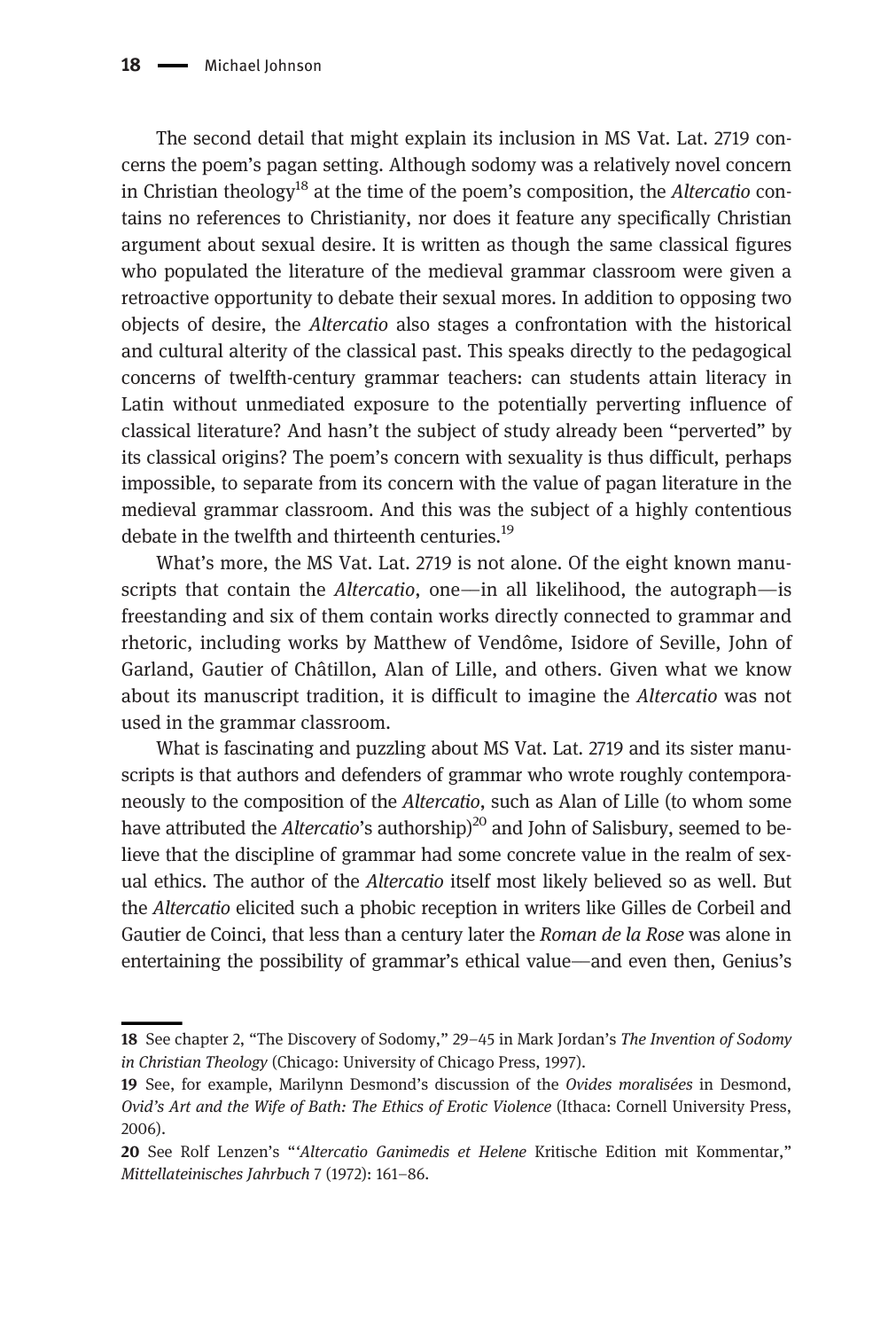The second detail that might explain its inclusion in MS Vat. Lat. 2719 concerns the poem's pagan setting. Although sodomy was a relatively novel concern in Christian theology[18] at the time of the poem's composition, the *Altercatio* contains no references to Christianity, nor does it feature any specifically Christian argument about sexual desire. It is written as though the same classical figures who populated the literature of the medieval grammar classroom were given a retroactive opportunity to debate their sexual mores. In addition to opposing two objects of desire, the *Altercatio* also stages a confrontation with the historical and cultural alterity of the classical past. This speaks directly to the pedagogical concerns of twelfth-century grammar teachers: can students attain literacy in Latin without unmediated exposure to the potentially perverting influence of classical literature? And hasn't the subject of study already been "perverted" by its classical origins? The poem's concern with sexuality is thus difficult, perhaps impossible, to separate from its concern with the value of pagan literature in the medieval grammar classroom. And this was the subject of a highly contentious debate in the twelfth and thirteenth centuries.[19]

What's more, the MS Vat. Lat. 2719 is not alone. Of the eight known manuscripts that contain the *Altercatio*, one—in all likelihood, the autograph—is freestanding and six of them contain works directly connected to grammar and rhetoric, including works by Matthew of Vendôme, Isidore of Seville, John of Garland, Gautier of Châtillon, Alan of Lille, and others. Given what we know about its manuscript tradition, it is difficult to imagine the *Altercatio* was not used in the grammar classroom.

What is fascinating and puzzling about MS Vat. Lat. 2719 and its sister manuscripts is that authors and defenders of grammar who wrote roughly contemporaneously to the composition of the *Altercatio*, such as Alan of Lille (to whom some have attributed the *Altercatio*'s authorship)[20] and John of Salisbury, seemed to believe that the discipline of grammar had some concrete value in the realm of sexual ethics. The author of the *Altercatio* itself most likely believed so as well. But the *Altercatio* elicited such a phobic reception in writers like Gilles de Corbeil and Gautier de Coinci, that less than a century later the *Roman de la Rose* was alone in entertaining the possibility of grammar's ethical value—and even then, Genius's

---

18 See chapter 2, "The Discovery of Sodomy," 29–45 in Mark Jordan's *The Invention of Sodomy in Christian Theology* (Chicago: University of Chicago Press, 1997).

19 See, for example, Marilynn Desmond's discussion of the *Ovides moralisées* in Desmond, *Ovid's Art and the Wife of Bath: The Ethics of Erotic Violence* (Ithaca: Cornell University Press, 2006).

20 See Rolf Lenzen's "'*Altercatio Ganimedis et Helene* Kritische Edition mit Kommentar," *Mittellateinisches Jahrbuch* 7 (1972): 161–86.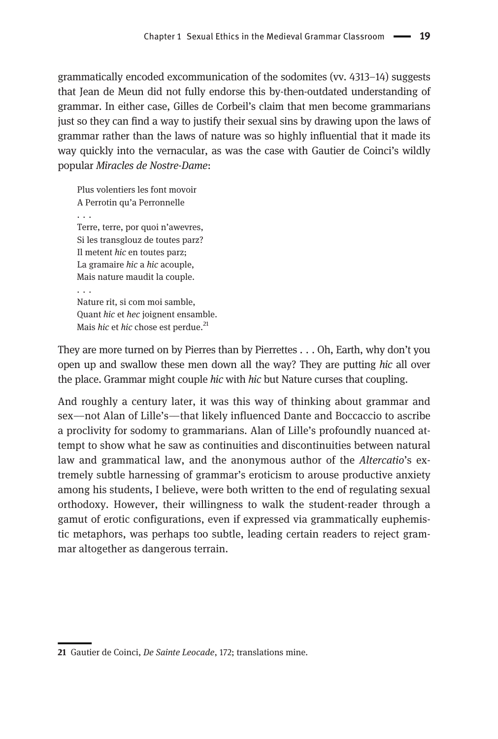grammatically encoded excommunication of the sodomites (vv. 4313–14) suggests that Jean de Meun did not fully endorse this by-then-outdated understanding of grammar. In either case, Gilles de Corbeil's claim that men become grammarians just so they can find a way to justify their sexual sins by drawing upon the laws of grammar rather than the laws of nature was so highly influential that it made its way quickly into the vernacular, as was the case with Gautier de Coinci's wildly popular *Miracles de Nostre-Dame*:

> Plus volentiers les font movoir
> A Perrotin qu'a Perronnelle
> . . .
> Terre, terre, por quoi n'awevres,
> Si les transglouz de toutes parz?
> Il metent *hic* en toutes parz;
> La gramaire *hic* a *hic* acouple,
> Mais nature maudit la couple.
> . . .
> Nature rit, si com moi samble,
> Quant *hic* et *hec* joignent ensamble.
> Mais *hic* et *hic* chose est perdue.[21]

They are more turned on by Pierres than by Pierrettes . . . Oh, Earth, why don't you open up and swallow these men down all the way? They are putting *hic* all over the place. Grammar might couple *hic* with *hic* but Nature curses that coupling.

And roughly a century later, it was this way of thinking about grammar and sex—not Alan of Lille's—that likely influenced Dante and Boccaccio to ascribe a proclivity for sodomy to grammarians. Alan of Lille's profoundly nuanced attempt to show what he saw as continuities and discontinuities between natural law and grammatical law, and the anonymous author of the *Altercatio*'s extremely subtle harnessing of grammar's eroticism to arouse productive anxiety among his students, I believe, were both written to the end of regulating sexual orthodoxy. However, their willingness to walk the student-reader through a gamut of erotic configurations, even if expressed via grammatically euphemistic metaphors, was perhaps too subtle, leading certain readers to reject grammar altogether as dangerous terrain.

---

**21** Gautier de Coinci, *De Sainte Leocade*, 172; translations mine.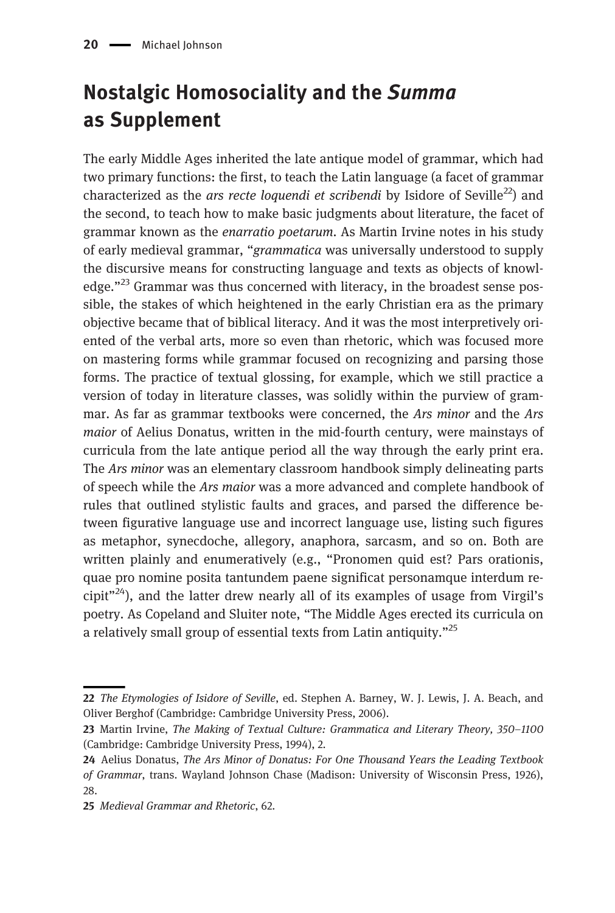## Nostalgic Homosociality and the *Summa* as Supplement

The early Middle Ages inherited the late antique model of grammar, which had two primary functions: the first, to teach the Latin language (a facet of grammar characterized as the *ars recte loquendi et scribendi* by Isidore of Seville[22]) and the second, to teach how to make basic judgments about literature, the facet of grammar known as the *enarratio poetarum*. As Martin Irvine notes in his study of early medieval grammar, "*grammatica* was universally understood to supply the discursive means for constructing language and texts as objects of knowledge."[23] Grammar was thus concerned with literacy, in the broadest sense possible, the stakes of which heightened in the early Christian era as the primary objective became that of biblical literacy. And it was the most interpretively oriented of the verbal arts, more so even than rhetoric, which was focused more on mastering forms while grammar focused on recognizing and parsing those forms. The practice of textual glossing, for example, which we still practice a version of today in literature classes, was solidly within the purview of grammar. As far as grammar textbooks were concerned, the *Ars minor* and the *Ars maior* of Aelius Donatus, written in the mid-fourth century, were mainstays of curricula from the late antique period all the way through the early print era. The *Ars minor* was an elementary classroom handbook simply delineating parts of speech while the *Ars maior* was a more advanced and complete handbook of rules that outlined stylistic faults and graces, and parsed the difference between figurative language use and incorrect language use, listing such figures as metaphor, synecdoche, allegory, anaphora, sarcasm, and so on. Both are written plainly and enumeratively (e.g., "Pronomen quid est? Pars orationis, quae pro nomine posita tantundem paene significat personamque interdum recipit"[24]), and the latter drew nearly all of its examples of usage from Virgil's poetry. As Copeland and Sluiter note, "The Middle Ages erected its curricula on a relatively small group of essential texts from Latin antiquity."[25]

---

22 *The Etymologies of Isidore of Seville*, ed. Stephen A. Barney, W. J. Lewis, J. A. Beach, and Oliver Berghof (Cambridge: Cambridge University Press, 2006).

23 Martin Irvine, *The Making of Textual Culture: Grammatica and Literary Theory, 350–1100* (Cambridge: Cambridge University Press, 1994), 2.

24 Aelius Donatus, *The Ars Minor of Donatus: For One Thousand Years the Leading Textbook of Grammar*, trans. Wayland Johnson Chase (Madison: University of Wisconsin Press, 1926), 28.

25 *Medieval Grammar and Rhetoric*, 62.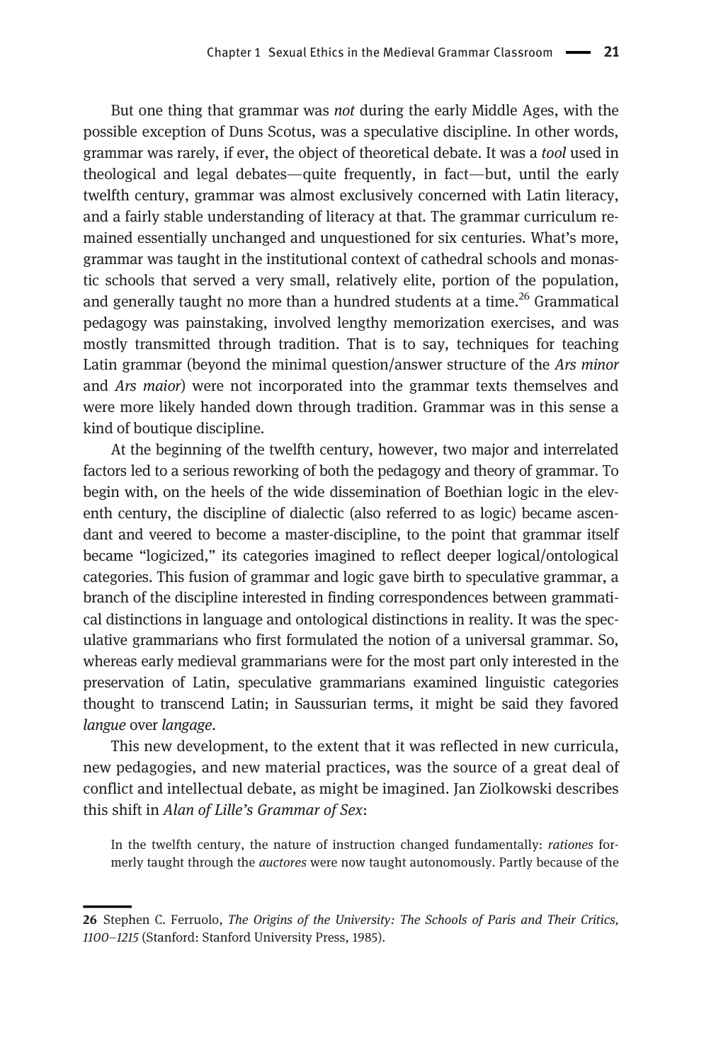But one thing that grammar was *not* during the early Middle Ages, with the possible exception of Duns Scotus, was a speculative discipline. In other words, grammar was rarely, if ever, the object of theoretical debate. It was a *tool* used in theological and legal debates—quite frequently, in fact—but, until the early twelfth century, grammar was almost exclusively concerned with Latin literacy, and a fairly stable understanding of literacy at that. The grammar curriculum remained essentially unchanged and unquestioned for six centuries. What's more, grammar was taught in the institutional context of cathedral schools and monastic schools that served a very small, relatively elite, portion of the population, and generally taught no more than a hundred students at a time.[26] Grammatical pedagogy was painstaking, involved lengthy memorization exercises, and was mostly transmitted through tradition. That is to say, techniques for teaching Latin grammar (beyond the minimal question/answer structure of the *Ars minor* and *Ars maior*) were not incorporated into the grammar texts themselves and were more likely handed down through tradition. Grammar was in this sense a kind of boutique discipline.

At the beginning of the twelfth century, however, two major and interrelated factors led to a serious reworking of both the pedagogy and theory of grammar. To begin with, on the heels of the wide dissemination of Boethian logic in the eleventh century, the discipline of dialectic (also referred to as logic) became ascendant and veered to become a master-discipline, to the point that grammar itself became "logicized," its categories imagined to reflect deeper logical/ontological categories. This fusion of grammar and logic gave birth to speculative grammar, a branch of the discipline interested in finding correspondences between grammatical distinctions in language and ontological distinctions in reality. It was the speculative grammarians who first formulated the notion of a universal grammar. So, whereas early medieval grammarians were for the most part only interested in the preservation of Latin, speculative grammarians examined linguistic categories thought to transcend Latin; in Saussurian terms, it might be said they favored *langue* over *langage*.

This new development, to the extent that it was reflected in new curricula, new pedagogies, and new material practices, was the source of a great deal of conflict and intellectual debate, as might be imagined. Jan Ziolkowski describes this shift in *Alan of Lille's Grammar of Sex*:

> In the twelfth century, the nature of instruction changed fundamentally: *rationes* formerly taught through the *auctores* were now taught autonomously. Partly because of the

---

26 Stephen C. Ferruolo, *The Origins of the University: The Schools of Paris and Their Critics, 1100–1215* (Stanford: Stanford University Press, 1985).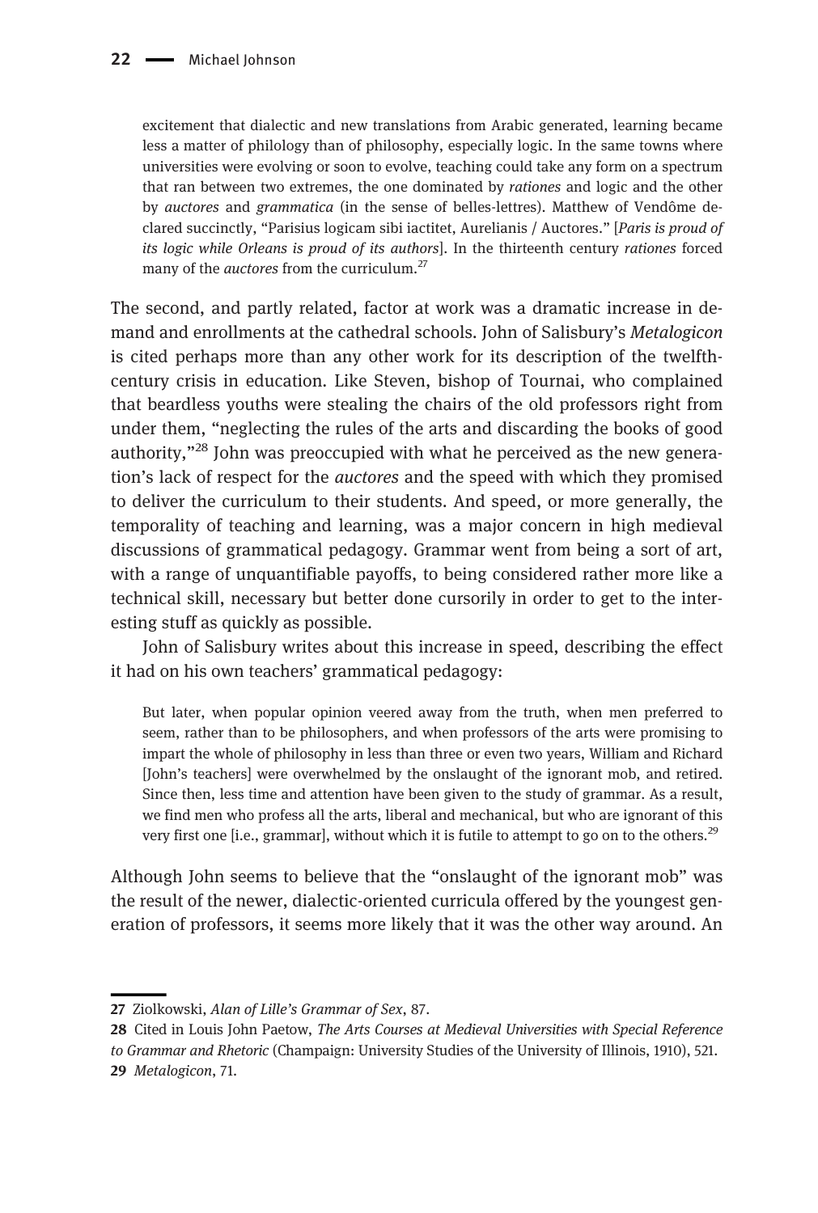> excitement that dialectic and new translations from Arabic generated, learning became less a matter of philology than of philosophy, especially logic. In the same towns where universities were evolving or soon to evolve, teaching could take any form on a spectrum that ran between two extremes, the one dominated by *rationes* and logic and the other by *auctores* and *grammatica* (in the sense of belles-lettres). Matthew of Vendôme declared succinctly, "Parisius logicam sibi iactitet, Aurelianis / Auctores." [*Paris is proud of its logic while Orleans is proud of its authors*]. In the thirteenth century *rationes* forced many of the *auctores* from the curriculum.[27]

The second, and partly related, factor at work was a dramatic increase in demand and enrollments at the cathedral schools. John of Salisbury's *Metalogicon* is cited perhaps more than any other work for its description of the twelfth-century crisis in education. Like Steven, bishop of Tournai, who complained that beardless youths were stealing the chairs of the old professors right from under them, "neglecting the rules of the arts and discarding the books of good authority,"[28] John was preoccupied with what he perceived as the new generation's lack of respect for the *auctores* and the speed with which they promised to deliver the curriculum to their students. And speed, or more generally, the temporality of teaching and learning, was a major concern in high medieval discussions of grammatical pedagogy. Grammar went from being a sort of art, with a range of unquantifiable payoffs, to being considered rather more like a technical skill, necessary but better done cursorily in order to get to the interesting stuff as quickly as possible.

John of Salisbury writes about this increase in speed, describing the effect it had on his own teachers' grammatical pedagogy:

> But later, when popular opinion veered away from the truth, when men preferred to seem, rather than to be philosophers, and when professors of the arts were promising to impart the whole of philosophy in less than three or even two years, William and Richard [John's teachers] were overwhelmed by the onslaught of the ignorant mob, and retired. Since then, less time and attention have been given to the study of grammar. As a result, we find men who profess all the arts, liberal and mechanical, but who are ignorant of this very first one [i.e., grammar], without which it is futile to attempt to go on to the others.[29]

Although John seems to believe that the "onslaught of the ignorant mob" was the result of the newer, dialectic-oriented curricula offered by the youngest generation of professors, it seems more likely that it was the other way around. An

---

27 Ziolkowski, *Alan of Lille's Grammar of Sex*, 87.

28 Cited in Louis John Paetow, *The Arts Courses at Medieval Universities with Special Reference to Grammar and Rhetoric* (Champaign: University Studies of the University of Illinois, 1910), 521.

29 *Metalogicon*, 71.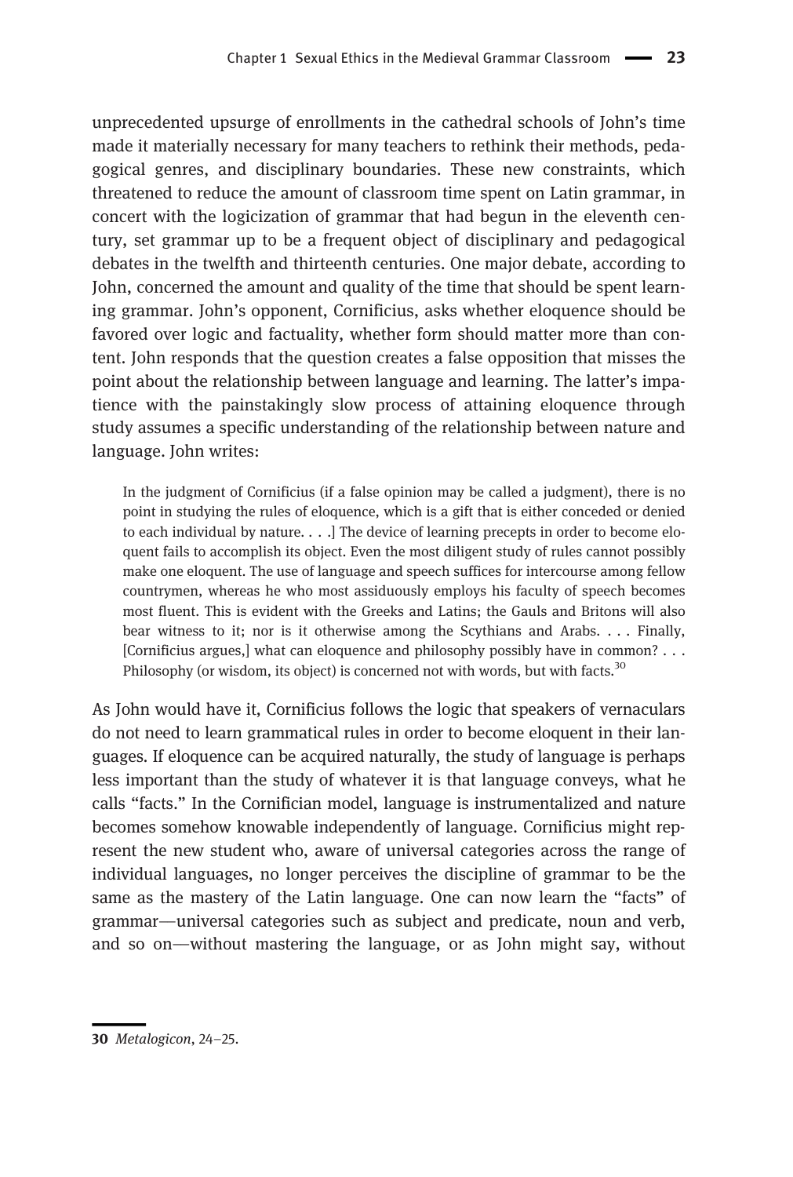unprecedented upsurge of enrollments in the cathedral schools of John's time made it materially necessary for many teachers to rethink their methods, pedagogical genres, and disciplinary boundaries. These new constraints, which threatened to reduce the amount of classroom time spent on Latin grammar, in concert with the logicization of grammar that had begun in the eleventh century, set grammar up to be a frequent object of disciplinary and pedagogical debates in the twelfth and thirteenth centuries. One major debate, according to John, concerned the amount and quality of the time that should be spent learning grammar. John's opponent, Cornificius, asks whether eloquence should be favored over logic and factuality, whether form should matter more than content. John responds that the question creates a false opposition that misses the point about the relationship between language and learning. The latter's impatience with the painstakingly slow process of attaining eloquence through study assumes a specific understanding of the relationship between nature and language. John writes:

> In the judgment of Cornificius (if a false opinion may be called a judgment), there is no point in studying the rules of eloquence, which is a gift that is either conceded or denied to each individual by nature. . . .] The device of learning precepts in order to become eloquent fails to accomplish its object. Even the most diligent study of rules cannot possibly make one eloquent. The use of language and speech suffices for intercourse among fellow countrymen, whereas he who most assiduously employs his faculty of speech becomes most fluent. This is evident with the Greeks and Latins; the Gauls and Britons will also bear witness to it; nor is it otherwise among the Scythians and Arabs. . . . Finally, [Cornificius argues,] what can eloquence and philosophy possibly have in common? . . . Philosophy (or wisdom, its object) is concerned not with words, but with facts.[30]

As John would have it, Cornificius follows the logic that speakers of vernaculars do not need to learn grammatical rules in order to become eloquent in their languages. If eloquence can be acquired naturally, the study of language is perhaps less important than the study of whatever it is that language conveys, what he calls "facts." In the Cornifician model, language is instrumentalized and nature becomes somehow knowable independently of language. Cornificius might represent the new student who, aware of universal categories across the range of individual languages, no longer perceives the discipline of grammar to be the same as the mastery of the Latin language. One can now learn the "facts" of grammar—universal categories such as subject and predicate, noun and verb, and so on—without mastering the language, or as John might say, without

---

**30** *Metalogicon*, 24–25.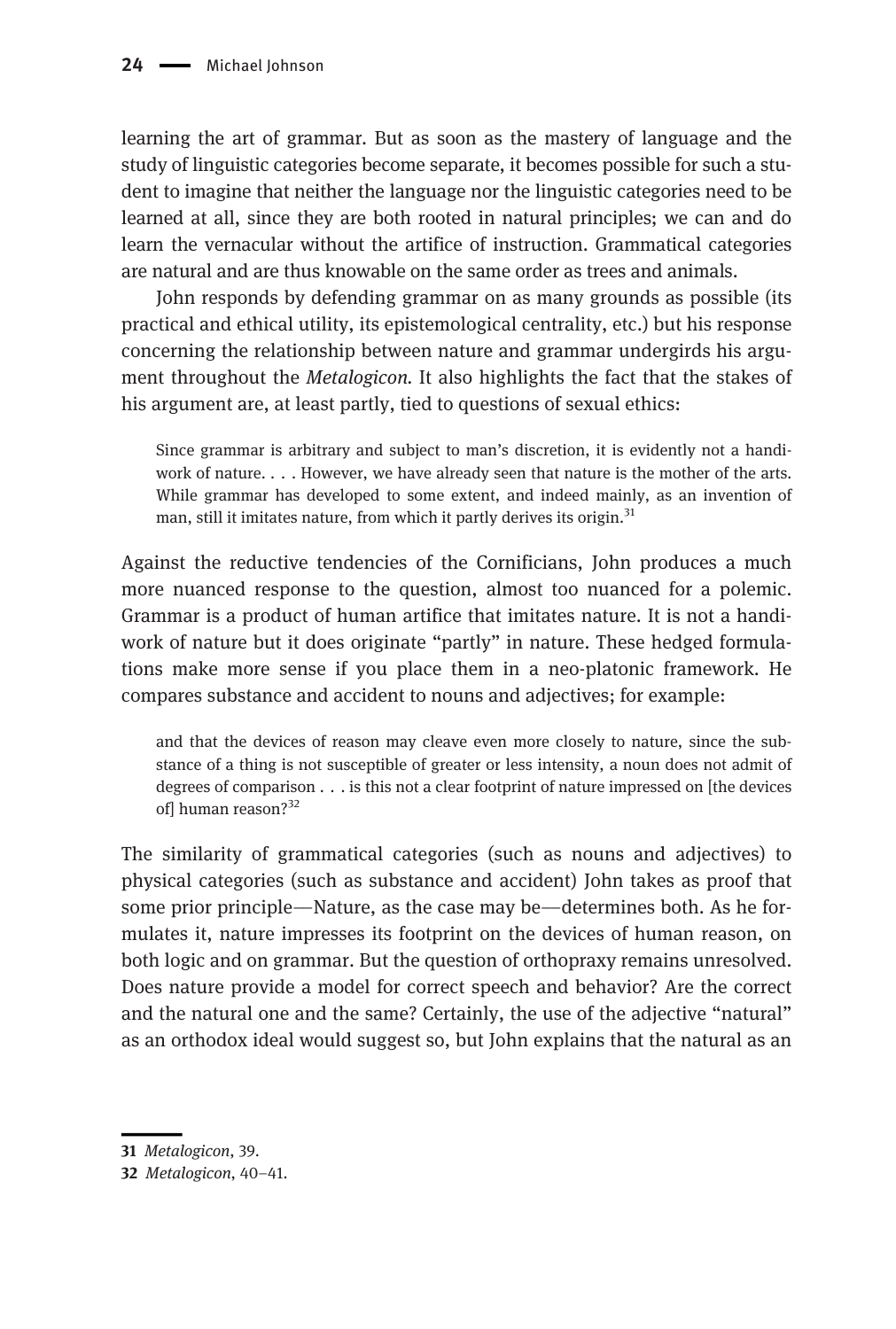learning the art of grammar. But as soon as the mastery of language and the study of linguistic categories become separate, it becomes possible for such a student to imagine that neither the language nor the linguistic categories need to be learned at all, since they are both rooted in natural principles; we can and do learn the vernacular without the artifice of instruction. Grammatical categories are natural and are thus knowable on the same order as trees and animals.

John responds by defending grammar on as many grounds as possible (its practical and ethical utility, its epistemological centrality, etc.) but his response concerning the relationship between nature and grammar undergirds his argument throughout the *Metalogicon*. It also highlights the fact that the stakes of his argument are, at least partly, tied to questions of sexual ethics:

> Since grammar is arbitrary and subject to man's discretion, it is evidently not a handiwork of nature. . . . However, we have already seen that nature is the mother of the arts. While grammar has developed to some extent, and indeed mainly, as an invention of man, still it imitates nature, from which it partly derives its origin.[31]

Against the reductive tendencies of the Cornificians, John produces a much more nuanced response to the question, almost too nuanced for a polemic. Grammar is a product of human artifice that imitates nature. It is not a handiwork of nature but it does originate "partly" in nature. These hedged formulations make more sense if you place them in a neo-platonic framework. He compares substance and accident to nouns and adjectives; for example:

> and that the devices of reason may cleave even more closely to nature, since the substance of a thing is not susceptible of greater or less intensity, a noun does not admit of degrees of comparison . . . is this not a clear footprint of nature impressed on [the devices of] human reason?[32]

The similarity of grammatical categories (such as nouns and adjectives) to physical categories (such as substance and accident) John takes as proof that some prior principle—Nature, as the case may be—determines both. As he formulates it, nature impresses its footprint on the devices of human reason, on both logic and on grammar. But the question of orthopraxy remains unresolved. Does nature provide a model for correct speech and behavior? Are the correct and the natural one and the same? Certainly, the use of the adjective "natural" as an orthodox ideal would suggest so, but John explains that the natural as an

---

31 *Metalogicon*, 39.

32 *Metalogicon*, 40–41.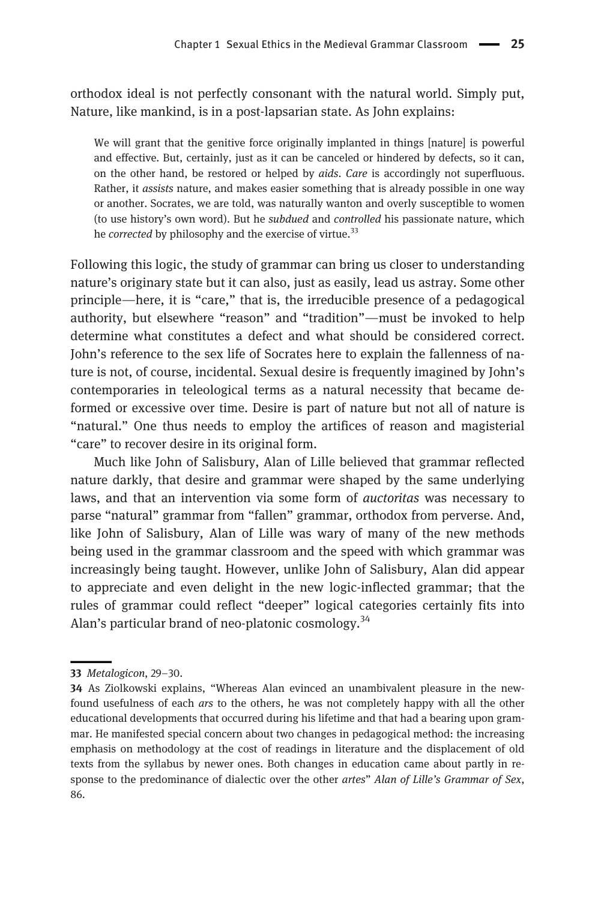orthodox ideal is not perfectly consonant with the natural world. Simply put, Nature, like mankind, is in a post-lapsarian state. As John explains:

> We will grant that the genitive force originally implanted in things [nature] is powerful and effective. But, certainly, just as it can be canceled or hindered by defects, so it can, on the other hand, be restored or helped by *aids*. *Care* is accordingly not superfluous. Rather, it *assists* nature, and makes easier something that is already possible in one way or another. Socrates, we are told, was naturally wanton and overly susceptible to women (to use history's own word). But he *subdued* and *controlled* his passionate nature, which he *corrected* by philosophy and the exercise of virtue.[33]

Following this logic, the study of grammar can bring us closer to understanding nature's originary state but it can also, just as easily, lead us astray. Some other principle—here, it is "care," that is, the irreducible presence of a pedagogical authority, but elsewhere "reason" and "tradition"—must be invoked to help determine what constitutes a defect and what should be considered correct. John's reference to the sex life of Socrates here to explain the fallenness of nature is not, of course, incidental. Sexual desire is frequently imagined by John's contemporaries in teleological terms as a natural necessity that became deformed or excessive over time. Desire is part of nature but not all of nature is "natural." One thus needs to employ the artifices of reason and magisterial "care" to recover desire in its original form.

Much like John of Salisbury, Alan of Lille believed that grammar reflected nature darkly, that desire and grammar were shaped by the same underlying laws, and that an intervention via some form of *auctoritas* was necessary to parse "natural" grammar from "fallen" grammar, orthodox from perverse. And, like John of Salisbury, Alan of Lille was wary of many of the new methods being used in the grammar classroom and the speed with which grammar was increasingly being taught. However, unlike John of Salisbury, Alan did appear to appreciate and even delight in the new logic-inflected grammar; that the rules of grammar could reflect "deeper" logical categories certainly fits into Alan's particular brand of neo-platonic cosmology.[34]

---

**33** *Metalogicon*, 29–30.

**34** As Ziolkowski explains, "Whereas Alan evinced an unambivalent pleasure in the newfound usefulness of each *ars* to the others, he was not completely happy with all the other educational developments that occurred during his lifetime and that had a bearing upon grammar. He manifested special concern about two changes in pedagogical method: the increasing emphasis on methodology at the cost of readings in literature and the displacement of old texts from the syllabus by newer ones. Both changes in education came about partly in response to the predominance of dialectic over the other *artes*" *Alan of Lille's Grammar of Sex*, 86.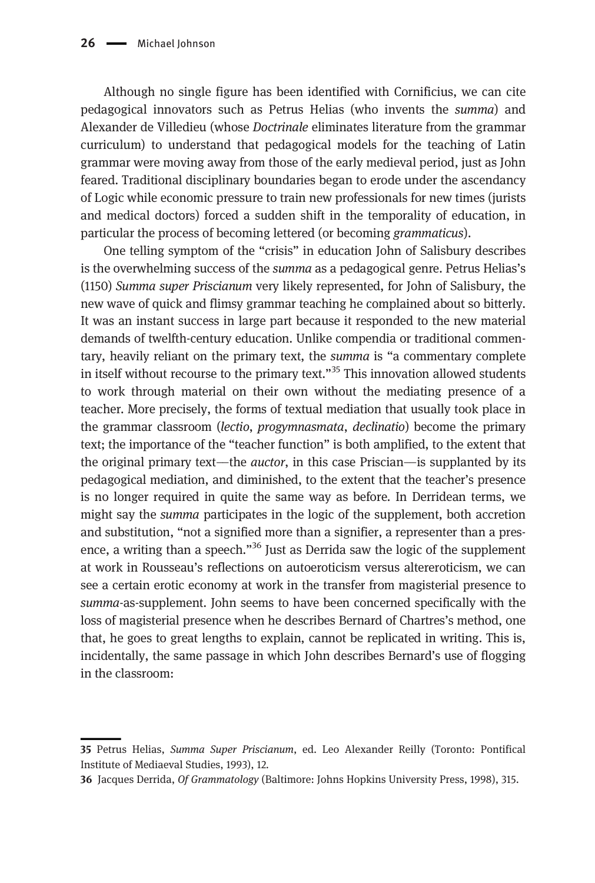Although no single figure has been identified with Cornificius, we can cite pedagogical innovators such as Petrus Helias (who invents the *summa*) and Alexander de Villedieu (whose *Doctrinale* eliminates literature from the grammar curriculum) to understand that pedagogical models for the teaching of Latin grammar were moving away from those of the early medieval period, just as John feared. Traditional disciplinary boundaries began to erode under the ascendancy of Logic while economic pressure to train new professionals for new times (jurists and medical doctors) forced a sudden shift in the temporality of education, in particular the process of becoming lettered (or becoming *grammaticus*).

One telling symptom of the "crisis" in education John of Salisbury describes is the overwhelming success of the *summa* as a pedagogical genre. Petrus Helias's (1150) *Summa super Priscianum* very likely represented, for John of Salisbury, the new wave of quick and flimsy grammar teaching he complained about so bitterly. It was an instant success in large part because it responded to the new material demands of twelfth-century education. Unlike compendia or traditional commentary, heavily reliant on the primary text, the *summa* is "a commentary complete in itself without recourse to the primary text."[35] This innovation allowed students to work through material on their own without the mediating presence of a teacher. More precisely, the forms of textual mediation that usually took place in the grammar classroom (*lectio*, *progymnasmata*, *declinatio*) become the primary text; the importance of the "teacher function" is both amplified, to the extent that the original primary text—the *auctor*, in this case Priscian—is supplanted by its pedagogical mediation, and diminished, to the extent that the teacher's presence is no longer required in quite the same way as before. In Derridean terms, we might say the *summa* participates in the logic of the supplement, both accretion and substitution, "not a signified more than a signifier, a representer than a presence, a writing than a speech."[36] Just as Derrida saw the logic of the supplement at work in Rousseau's reflections on autoeroticism versus altereroticism, we can see a certain erotic economy at work in the transfer from magisterial presence to *summa*-as-supplement. John seems to have been concerned specifically with the loss of magisterial presence when he describes Bernard of Chartres's method, one that, he goes to great lengths to explain, cannot be replicated in writing. This is, incidentally, the same passage in which John describes Bernard's use of flogging in the classroom:

---

35 Petrus Helias, *Summa Super Priscianum*, ed. Leo Alexander Reilly (Toronto: Pontifical Institute of Mediaeval Studies, 1993), 12.

36 Jacques Derrida, *Of Grammatology* (Baltimore: Johns Hopkins University Press, 1998), 315.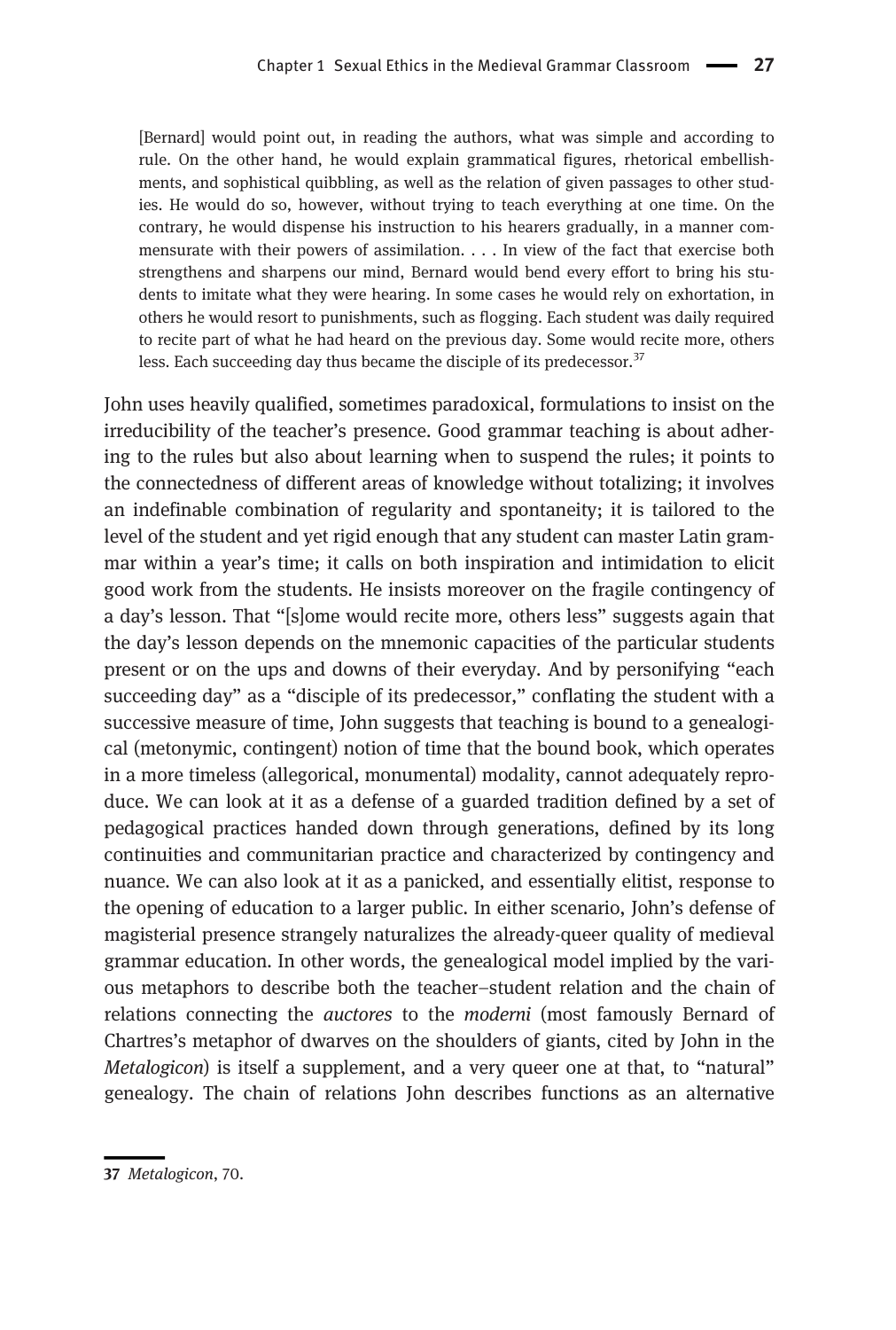> [Bernard] would point out, in reading the authors, what was simple and according to rule. On the other hand, he would explain grammatical figures, rhetorical embellishments, and sophistical quibbling, as well as the relation of given passages to other studies. He would do so, however, without trying to teach everything at one time. On the contrary, he would dispense his instruction to his hearers gradually, in a manner commensurate with their powers of assimilation. . . . In view of the fact that exercise both strengthens and sharpens our mind, Bernard would bend every effort to bring his students to imitate what they were hearing. In some cases he would rely on exhortation, in others he would resort to punishments, such as flogging. Each student was daily required to recite part of what he had heard on the previous day. Some would recite more, others less. Each succeeding day thus became the disciple of its predecessor.[37]

John uses heavily qualified, sometimes paradoxical, formulations to insist on the irreducibility of the teacher's presence. Good grammar teaching is about adhering to the rules but also about learning when to suspend the rules; it points to the connectedness of different areas of knowledge without totalizing; it involves an indefinable combination of regularity and spontaneity; it is tailored to the level of the student and yet rigid enough that any student can master Latin grammar within a year's time; it calls on both inspiration and intimidation to elicit good work from the students. He insists moreover on the fragile contingency of a day's lesson. That "[s]ome would recite more, others less" suggests again that the day's lesson depends on the mnemonic capacities of the particular students present or on the ups and downs of their everyday. And by personifying "each succeeding day" as a "disciple of its predecessor," conflating the student with a successive measure of time, John suggests that teaching is bound to a genealogical (metonymic, contingent) notion of time that the bound book, which operates in a more timeless (allegorical, monumental) modality, cannot adequately reproduce. We can look at it as a defense of a guarded tradition defined by a set of pedagogical practices handed down through generations, defined by its long continuities and communitarian practice and characterized by contingency and nuance. We can also look at it as a panicked, and essentially elitist, response to the opening of education to a larger public. In either scenario, John's defense of magisterial presence strangely naturalizes the already-queer quality of medieval grammar education. In other words, the genealogical model implied by the various metaphors to describe both the teacher–student relation and the chain of relations connecting the *auctores* to the *moderni* (most famously Bernard of Chartres's metaphor of dwarves on the shoulders of giants, cited by John in the *Metalogicon*) is itself a supplement, and a very queer one at that, to "natural" genealogy. The chain of relations John describes functions as an alternative

---

**37** *Metalogicon*, 70.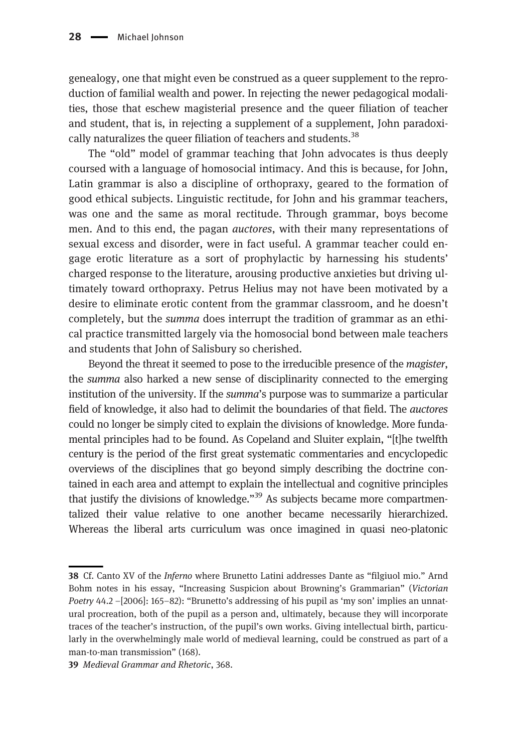genealogy, one that might even be construed as a queer supplement to the reproduction of familial wealth and power. In rejecting the newer pedagogical modalities, those that eschew magisterial presence and the queer filiation of teacher and student, that is, in rejecting a supplement of a supplement, John paradoxically naturalizes the queer filiation of teachers and students.[38]

The "old" model of grammar teaching that John advocates is thus deeply coursed with a language of homosocial intimacy. And this is because, for John, Latin grammar is also a discipline of orthopraxy, geared to the formation of good ethical subjects. Linguistic rectitude, for John and his grammar teachers, was one and the same as moral rectitude. Through grammar, boys become men. And to this end, the pagan *auctores*, with their many representations of sexual excess and disorder, were in fact useful. A grammar teacher could engage erotic literature as a sort of prophylactic by harnessing his students' charged response to the literature, arousing productive anxieties but driving ultimately toward orthopraxy. Petrus Helius may not have been motivated by a desire to eliminate erotic content from the grammar classroom, and he doesn't completely, but the *summa* does interrupt the tradition of grammar as an ethical practice transmitted largely via the homosocial bond between male teachers and students that John of Salisbury so cherished.

Beyond the threat it seemed to pose to the irreducible presence of the *magister*, the *summa* also harked a new sense of disciplinarity connected to the emerging institution of the university. If the *summa*'s purpose was to summarize a particular field of knowledge, it also had to delimit the boundaries of that field. The *auctores* could no longer be simply cited to explain the divisions of knowledge. More fundamental principles had to be found. As Copeland and Sluiter explain, "[t]he twelfth century is the period of the first great systematic commentaries and encyclopedic overviews of the disciplines that go beyond simply describing the doctrine contained in each area and attempt to explain the intellectual and cognitive principles that justify the divisions of knowledge."[39] As subjects became more compartmentalized their value relative to one another became necessarily hierarchized. Whereas the liberal arts curriculum was once imagined in quasi neo-platonic

---

**38** Cf. Canto XV of the *Inferno* where Brunetto Latini addresses Dante as "filgiuol mio." Arnd Bohm notes in his essay, "Increasing Suspicion about Browning's Grammarian" (*Victorian Poetry* 44.2 –[2006]: 165–82): "Brunetto's addressing of his pupil as 'my son' implies an unnatural procreation, both of the pupil as a person and, ultimately, because they will incorporate traces of the teacher's instruction, of the pupil's own works. Giving intellectual birth, particularly in the overwhelmingly male world of medieval learning, could be construed as part of a man-to-man transmission" (168).

**39** *Medieval Grammar and Rhetoric*, 368.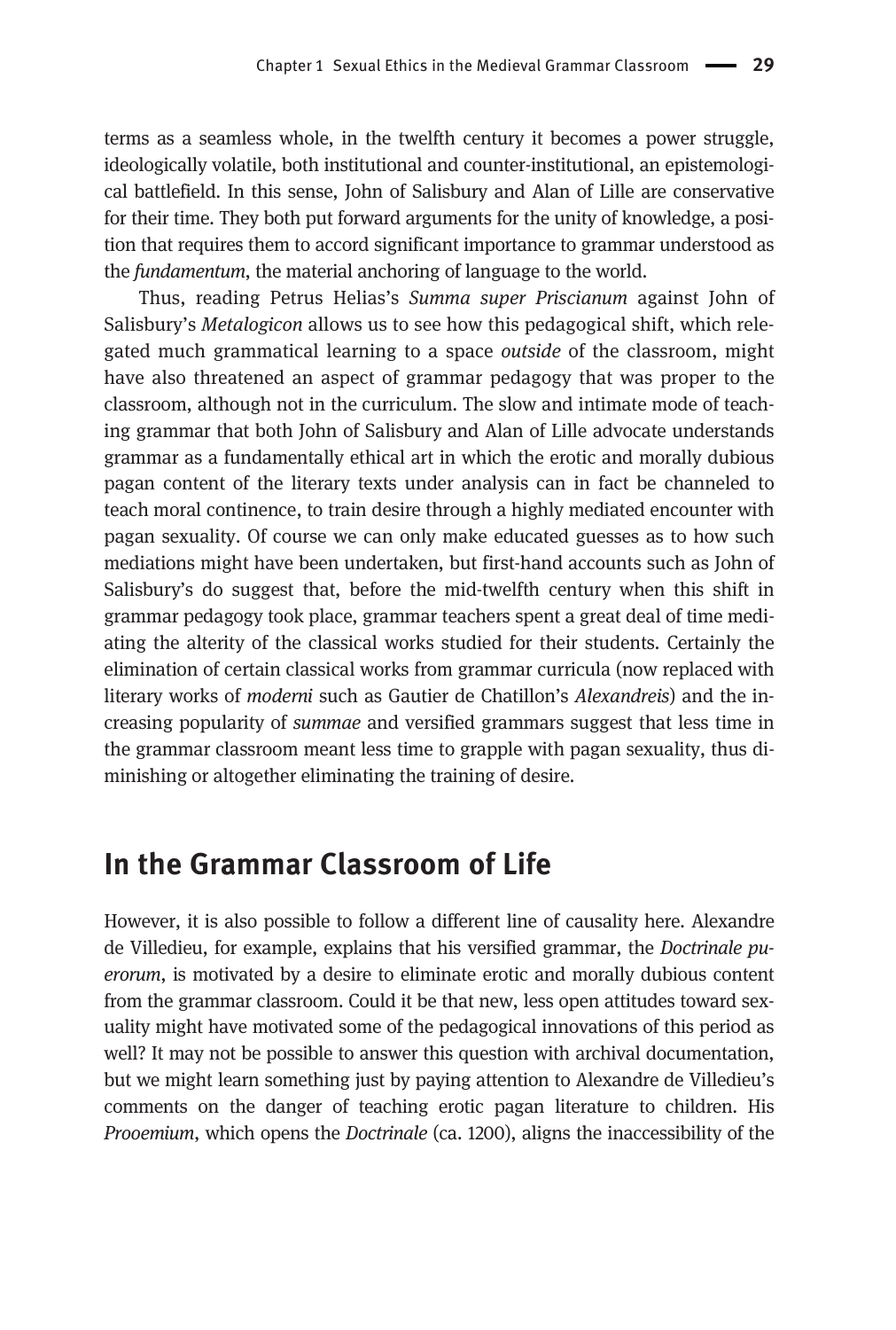terms as a seamless whole, in the twelfth century it becomes a power struggle, ideologically volatile, both institutional and counter-institutional, an epistemological battlefield. In this sense, John of Salisbury and Alan of Lille are conservative for their time. They both put forward arguments for the unity of knowledge, a position that requires them to accord significant importance to grammar understood as the *fundamentum*, the material anchoring of language to the world.

Thus, reading Petrus Helias's *Summa super Priscianum* against John of Salisbury's *Metalogicon* allows us to see how this pedagogical shift, which relegated much grammatical learning to a space *outside* of the classroom, might have also threatened an aspect of grammar pedagogy that was proper to the classroom, although not in the curriculum. The slow and intimate mode of teaching grammar that both John of Salisbury and Alan of Lille advocate understands grammar as a fundamentally ethical art in which the erotic and morally dubious pagan content of the literary texts under analysis can in fact be channeled to teach moral continence, to train desire through a highly mediated encounter with pagan sexuality. Of course we can only make educated guesses as to how such mediations might have been undertaken, but first-hand accounts such as John of Salisbury's do suggest that, before the mid-twelfth century when this shift in grammar pedagogy took place, grammar teachers spent a great deal of time mediating the alterity of the classical works studied for their students. Certainly the elimination of certain classical works from grammar curricula (now replaced with literary works of *moderni* such as Gautier de Chatillon's *Alexandreis*) and the increasing popularity of *summae* and versified grammars suggest that less time in the grammar classroom meant less time to grapple with pagan sexuality, thus diminishing or altogether eliminating the training of desire.

## In the Grammar Classroom of Life

However, it is also possible to follow a different line of causality here. Alexandre de Villedieu, for example, explains that his versified grammar, the *Doctrinale puerorum*, is motivated by a desire to eliminate erotic and morally dubious content from the grammar classroom. Could it be that new, less open attitudes toward sexuality might have motivated some of the pedagogical innovations of this period as well? It may not be possible to answer this question with archival documentation, but we might learn something just by paying attention to Alexandre de Villedieu's comments on the danger of teaching erotic pagan literature to children. His *Prooemium*, which opens the *Doctrinale* (ca. 1200), aligns the inaccessibility of the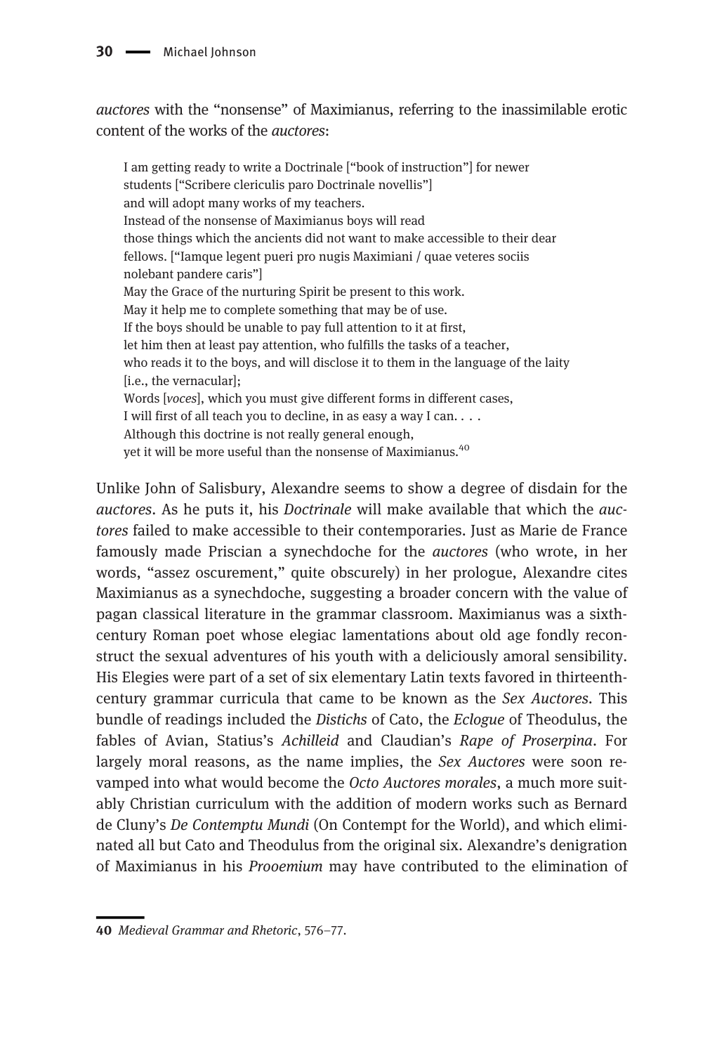*auctores* with the "nonsense" of Maximianus, referring to the inassimilable erotic content of the works of the *auctores*:

> I am getting ready to write a Doctrinale ["book of instruction"] for newer students ["Scribere clericulis paro Doctrinale novellis"]
> and will adopt many works of my teachers.
> Instead of the nonsense of Maximianus boys will read
> those things which the ancients did not want to make accessible to their dear fellows. ["Iamque legent pueri pro nugis Maximiani / quae veteres sociis nolebant pandere caris"]
> May the Grace of the nurturing Spirit be present to this work.
> May it help me to complete something that may be of use.
> If the boys should be unable to pay full attention to it at first,
> let him then at least pay attention, who fulfills the tasks of a teacher,
> who reads it to the boys, and will disclose it to them in the language of the laity [i.e., the vernacular];
> Words [*voces*], which you must give different forms in different cases,
> I will first of all teach you to decline, in as easy a way I can. . . .
> Although this doctrine is not really general enough,
> yet it will be more useful than the nonsense of Maximianus.[40]

Unlike John of Salisbury, Alexandre seems to show a degree of disdain for the *auctores*. As he puts it, his *Doctrinale* will make available that which the *auctores* failed to make accessible to their contemporaries. Just as Marie de France famously made Priscian a synechdoche for the *auctores* (who wrote, in her words, "assez oscurement," quite obscurely) in her prologue, Alexandre cites Maximianus as a synechdoche, suggesting a broader concern with the value of pagan classical literature in the grammar classroom. Maximianus was a sixth-century Roman poet whose elegiac lamentations about old age fondly reconstruct the sexual adventures of his youth with a deliciously amoral sensibility. His Elegies were part of a set of six elementary Latin texts favored in thirteenth-century grammar curricula that came to be known as the *Sex Auctores*. This bundle of readings included the *Distichs* of Cato, the *Eclogue* of Theodulus, the fables of Avian, Statius's *Achilleid* and Claudian's *Rape of Proserpina*. For largely moral reasons, as the name implies, the *Sex Auctores* were soon revamped into what would become the *Octo Auctores morales*, a much more suitably Christian curriculum with the addition of modern works such as Bernard de Cluny's *De Contemptu Mundi* (On Contempt for the World), and which eliminated all but Cato and Theodulus from the original six. Alexandre's denigration of Maximianus in his *Prooemium* may have contributed to the elimination of

---

**40** *Medieval Grammar and Rhetoric*, 576–77.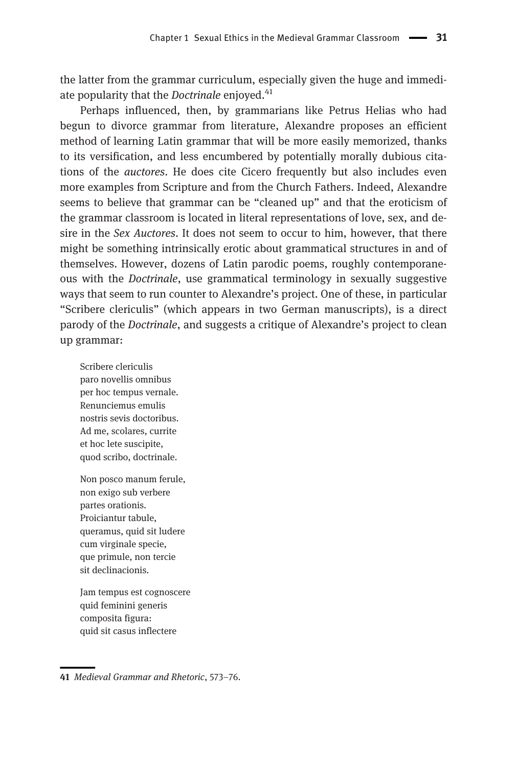the latter from the grammar curriculum, especially given the huge and immediate popularity that the *Doctrinale* enjoyed.[41]

Perhaps influenced, then, by grammarians like Petrus Helias who had begun to divorce grammar from literature, Alexandre proposes an efficient method of learning Latin grammar that will be more easily memorized, thanks to its versification, and less encumbered by potentially morally dubious citations of the *auctores*. He does cite Cicero frequently but also includes even more examples from Scripture and from the Church Fathers. Indeed, Alexandre seems to believe that grammar can be "cleaned up" and that the eroticism of the grammar classroom is located in literal representations of love, sex, and desire in the *Sex Auctores*. It does not seem to occur to him, however, that there might be something intrinsically erotic about grammatical structures in and of themselves. However, dozens of Latin parodic poems, roughly contemporaneous with the *Doctrinale*, use grammatical terminology in sexually suggestive ways that seem to run counter to Alexandre's project. One of these, in particular "Scribere clericulis" (which appears in two German manuscripts), is a direct parody of the *Doctrinale*, and suggests a critique of Alexandre's project to clean up grammar:

> Scribere clericulis
> paro novellis omnibus
> per hoc tempus vernale.
> Renunciemus emulis
> nostris sevis doctoribus.
> Ad me, scolares, currite
> et hoc lete suscipite,
> quod scribo, doctrinale.
>
> Non posco manum ferule,
> non exigo sub verbere
> partes orationis.
> Proiciantur tabule,
> queramus, quid sit ludere
> cum virginale specie,
> que primule, non tercie
> sit declinacionis.
>
> Jam tempus est cognoscere
> quid feminini generis
> composita figura:
> quid sit casus inflectere

41 *Medieval Grammar and Rhetoric*, 573–76.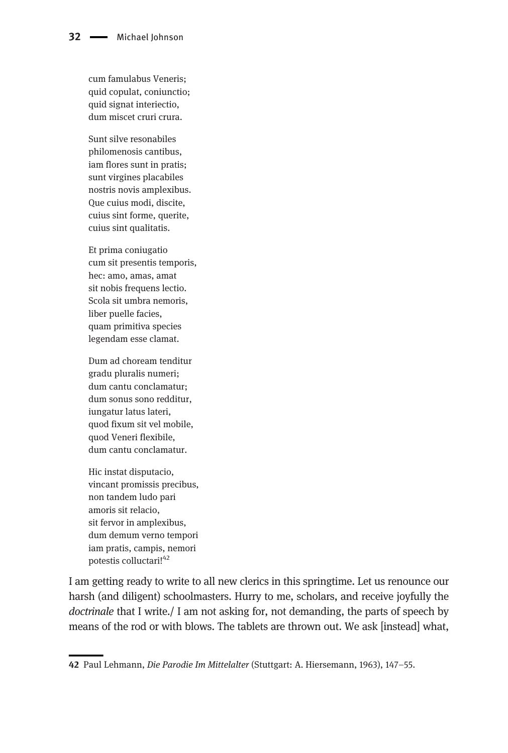cum famulabus Veneris;  
quid copulat, coniunctio;  
quid signat interiectio,  
dum miscet cruri crura.

Sunt silve resonabiles  
philomenosis cantibus,  
iam flores sunt in pratis;  
sunt virgines placabiles  
nostris novis amplexibus.  
Que cuius modi, discite,  
cuius sint forme, querite,  
cuius sint qualitatis.

Et prima coniugatio  
cum sit presentis temporis,  
hec: amo, amas, amat  
sit nobis frequens lectio.  
Scola sit umbra nemoris,  
liber puelle facies,  
quam primitiva species  
legendam esse clamat.

Dum ad choream tenditur  
gradu pluralis numeri;  
dum cantu conclamatur;  
dum sonus sono redditur,  
iungatur latus lateri,  
quod fixum sit vel mobile,  
quod Veneri flexibile,  
dum cantu conclamatur.

Hic instat disputacio,  
vincant promissis precibus,  
non tandem ludo pari  
amoris sit relacio,  
sit fervor in amplexibus,  
dum demum verno tempori  
iam pratis, campis, nemori  
potestis colluctari![42]

I am getting ready to write to all new clerics in this springtime. Let us renounce our harsh (and diligent) schoolmasters. Hurry to me, scholars, and receive joyfully the *doctrinale* that I write./ I am not asking for, not demanding, the parts of speech by means of the rod or with blows. The tablets are thrown out. We ask [instead] what,

---

42 Paul Lehmann, *Die Parodie Im Mittelalter* (Stuttgart: A. Hiersemann, 1963), 147–55.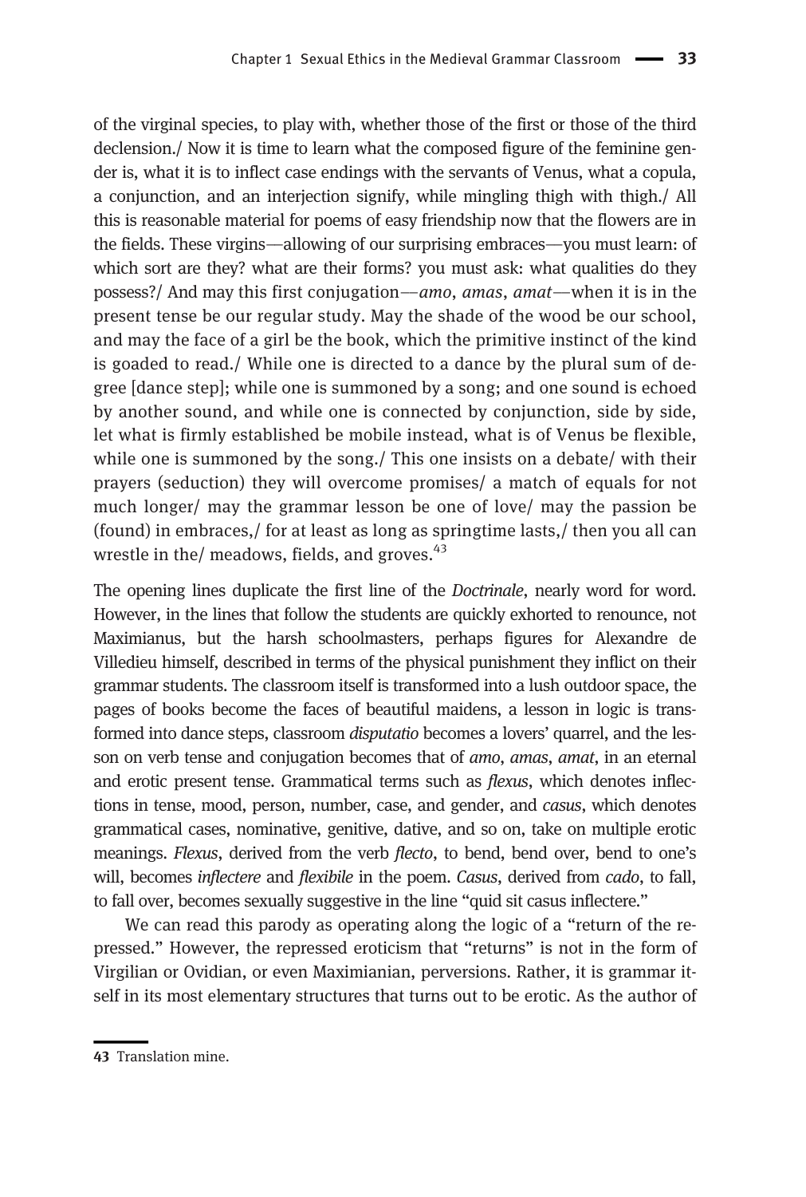of the virginal species, to play with, whether those of the first or those of the third declension./ Now it is time to learn what the composed figure of the feminine gender is, what it is to inflect case endings with the servants of Venus, what a copula, a conjunction, and an interjection signify, while mingling thigh with thigh./ All this is reasonable material for poems of easy friendship now that the flowers are in the fields. These virgins—allowing of our surprising embraces—you must learn: of which sort are they? what are their forms? you must ask: what qualities do they possess?/ And may this first conjugation—*amo*, *amas*, *amat*—when it is in the present tense be our regular study. May the shade of the wood be our school, and may the face of a girl be the book, which the primitive instinct of the kind is goaded to read./ While one is directed to a dance by the plural sum of degree [dance step]; while one is summoned by a song; and one sound is echoed by another sound, and while one is connected by conjunction, side by side, let what is firmly established be mobile instead, what is of Venus be flexible, while one is summoned by the song./ This one insists on a debate/ with their prayers (seduction) they will overcome promises/ a match of equals for not much longer/ may the grammar lesson be one of love/ may the passion be (found) in embraces,/ for at least as long as springtime lasts,/ then you all can wrestle in the/ meadows, fields, and groves.[43]

The opening lines duplicate the first line of the *Doctrinale*, nearly word for word. However, in the lines that follow the students are quickly exhorted to renounce, not Maximianus, but the harsh schoolmasters, perhaps figures for Alexandre de Villedieu himself, described in terms of the physical punishment they inflict on their grammar students. The classroom itself is transformed into a lush outdoor space, the pages of books become the faces of beautiful maidens, a lesson in logic is transformed into dance steps, classroom *disputatio* becomes a lovers' quarrel, and the lesson on verb tense and conjugation becomes that of *amo*, *amas*, *amat*, in an eternal and erotic present tense. Grammatical terms such as *flexus*, which denotes inflections in tense, mood, person, number, case, and gender, and *casus*, which denotes grammatical cases, nominative, genitive, dative, and so on, take on multiple erotic meanings. *Flexus*, derived from the verb *flecto*, to bend, bend over, bend to one's will, becomes *inflectere* and *flexibile* in the poem. *Casus*, derived from *cado*, to fall, to fall over, becomes sexually suggestive in the line "quid sit casus inflectere."

We can read this parody as operating along the logic of a "return of the repressed." However, the repressed eroticism that "returns" is not in the form of Virgilian or Ovidian, or even Maximianian, perversions. Rather, it is grammar itself in its most elementary structures that turns out to be erotic. As the author of

43 Translation mine.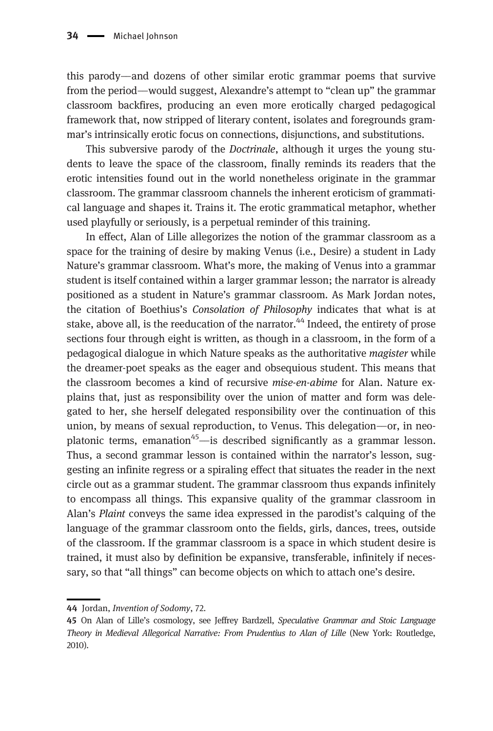this parody—and dozens of other similar erotic grammar poems that survive from the period—would suggest, Alexandre's attempt to "clean up" the grammar classroom backfires, producing an even more erotically charged pedagogical framework that, now stripped of literary content, isolates and foregrounds grammar's intrinsically erotic focus on connections, disjunctions, and substitutions.

This subversive parody of the *Doctrinale*, although it urges the young students to leave the space of the classroom, finally reminds its readers that the erotic intensities found out in the world nonetheless originate in the grammar classroom. The grammar classroom channels the inherent eroticism of grammatical language and shapes it. Trains it. The erotic grammatical metaphor, whether used playfully or seriously, is a perpetual reminder of this training.

In effect, Alan of Lille allegorizes the notion of the grammar classroom as a space for the training of desire by making Venus (i.e., Desire) a student in Lady Nature's grammar classroom. What's more, the making of Venus into a grammar student is itself contained within a larger grammar lesson; the narrator is already positioned as a student in Nature's grammar classroom. As Mark Jordan notes, the citation of Boethius's *Consolation of Philosophy* indicates that what is at stake, above all, is the reeducation of the narrator.[44] Indeed, the entirety of prose sections four through eight is written, as though in a classroom, in the form of a pedagogical dialogue in which Nature speaks as the authoritative *magister* while the dreamer-poet speaks as the eager and obsequious student. This means that the classroom becomes a kind of recursive *mise-en-abime* for Alan. Nature explains that, just as responsibility over the union of matter and form was delegated to her, she herself delegated responsibility over the continuation of this union, by means of sexual reproduction, to Venus. This delegation—or, in neoplatonic terms, emanation[45]—is described significantly as a grammar lesson. Thus, a second grammar lesson is contained within the narrator's lesson, suggesting an infinite regress or a spiraling effect that situates the reader in the next circle out as a grammar student. The grammar classroom thus expands infinitely to encompass all things. This expansive quality of the grammar classroom in Alan's *Plaint* conveys the same idea expressed in the parodist's calquing of the language of the grammar classroom onto the fields, girls, dances, trees, outside of the classroom. If the grammar classroom is a space in which student desire is trained, it must also by definition be expansive, transferable, infinitely if necessary, so that "all things" can become objects on which to attach one's desire.

---

**44** Jordan, *Invention of Sodomy*, 72.

**45** On Alan of Lille's cosmology, see Jeffrey Bardzell, *Speculative Grammar and Stoic Language Theory in Medieval Allegorical Narrative: From Prudentius to Alan of Lille* (New York: Routledge, 2010).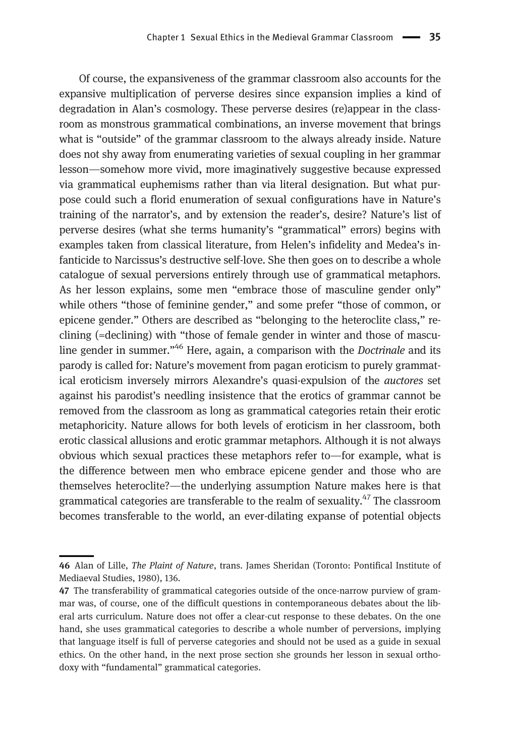Of course, the expansiveness of the grammar classroom also accounts for the expansive multiplication of perverse desires since expansion implies a kind of degradation in Alan's cosmology. These perverse desires (re)appear in the classroom as monstrous grammatical combinations, an inverse movement that brings what is "outside" of the grammar classroom to the always already inside. Nature does not shy away from enumerating varieties of sexual coupling in her grammar lesson—somehow more vivid, more imaginatively suggestive because expressed via grammatical euphemisms rather than via literal designation. But what purpose could such a florid enumeration of sexual configurations have in Nature's training of the narrator's, and by extension the reader's, desire? Nature's list of perverse desires (what she terms humanity's "grammatical" errors) begins with examples taken from classical literature, from Helen's infidelity and Medea's infanticide to Narcissus's destructive self-love. She then goes on to describe a whole catalogue of sexual perversions entirely through use of grammatical metaphors. As her lesson explains, some men "embrace those of masculine gender only" while others "those of feminine gender," and some prefer "those of common, or epicene gender." Others are described as "belonging to the heteroclite class," reclining (=declining) with "those of female gender in winter and those of masculine gender in summer."[46] Here, again, a comparison with the *Doctrinale* and its parody is called for: Nature's movement from pagan eroticism to purely grammatical eroticism inversely mirrors Alexandre's quasi-expulsion of the *auctores* set against his parodist's needling insistence that the erotics of grammar cannot be removed from the classroom as long as grammatical categories retain their erotic metaphoricity. Nature allows for both levels of eroticism in her classroom, both erotic classical allusions and erotic grammar metaphors. Although it is not always obvious which sexual practices these metaphors refer to—for example, what is the difference between men who embrace epicene gender and those who are themselves heteroclite?—the underlying assumption Nature makes here is that grammatical categories are transferable to the realm of sexuality.[47] The classroom becomes transferable to the world, an ever-dilating expanse of potential objects

---

**46** Alan of Lille, *The Plaint of Nature*, trans. James Sheridan (Toronto: Pontifical Institute of Mediaeval Studies, 1980), 136.

**47** The transferability of grammatical categories outside of the once-narrow purview of grammar was, of course, one of the difficult questions in contemporaneous debates about the liberal arts curriculum. Nature does not offer a clear-cut response to these debates. On the one hand, she uses grammatical categories to describe a whole number of perversions, implying that language itself is full of perverse categories and should not be used as a guide in sexual ethics. On the other hand, in the next prose section she grounds her lesson in sexual orthodoxy with "fundamental" grammatical categories.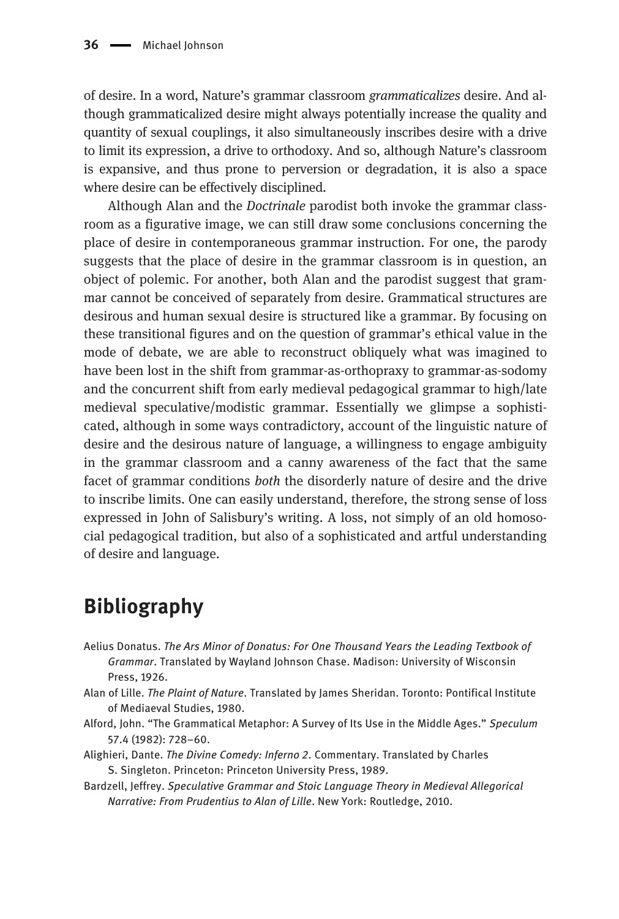of desire. In a word, Nature's grammar classroom *grammaticalizes* desire. And although grammaticalized desire might always potentially increase the quality and quantity of sexual couplings, it also simultaneously inscribes desire with a drive to limit its expression, a drive to orthodoxy. And so, although Nature's classroom is expansive, and thus prone to perversion or degradation, it is also a space where desire can be effectively disciplined.

Although Alan and the *Doctrinale* parodist both invoke the grammar classroom as a figurative image, we can still draw some conclusions concerning the place of desire in contemporaneous grammar instruction. For one, the parody suggests that the place of desire in the grammar classroom is in question, an object of polemic. For another, both Alan and the parodist suggest that grammar cannot be conceived of separately from desire. Grammatical structures are desirous and human sexual desire is structured like a grammar. By focusing on these transitional figures and on the question of grammar's ethical value in the mode of debate, we are able to reconstruct obliquely what was imagined to have been lost in the shift from grammar-as-orthopraxy to grammar-as-sodomy and the concurrent shift from early medieval pedagogical grammar to high/late medieval speculative/modistic grammar. Essentially we glimpse a sophisticated, although in some ways contradictory, account of the linguistic nature of desire and the desirous nature of language, a willingness to engage ambiguity in the grammar classroom and a canny awareness of the fact that the same facet of grammar conditions *both* the disorderly nature of desire and the drive to inscribe limits. One can easily understand, therefore, the strong sense of loss expressed in John of Salisbury's writing. A loss, not simply of an old homosocial pedagogical tradition, but also of a sophisticated and artful understanding of desire and language.

## Bibliography

Aelius Donatus. *The Ars Minor of Donatus: For One Thousand Years the Leading Textbook of Grammar*. Translated by Wayland Johnson Chase. Madison: University of Wisconsin Press, 1926.

Alan of Lille. *The Plaint of Nature*. Translated by James Sheridan. Toronto: Pontifical Institute of Mediaeval Studies, 1980.

Alford, John. "The Grammatical Metaphor: A Survey of Its Use in the Middle Ages." *Speculum* 57.4 (1982): 728–60.

Alighieri, Dante. *The Divine Comedy: Inferno 2*. Commentary. Translated by Charles S. Singleton. Princeton: Princeton University Press, 1989.

Bardzell, Jeffrey. *Speculative Grammar and Stoic Language Theory in Medieval Allegorical Narrative: From Prudentius to Alan of Lille*. New York: Routledge, 2010.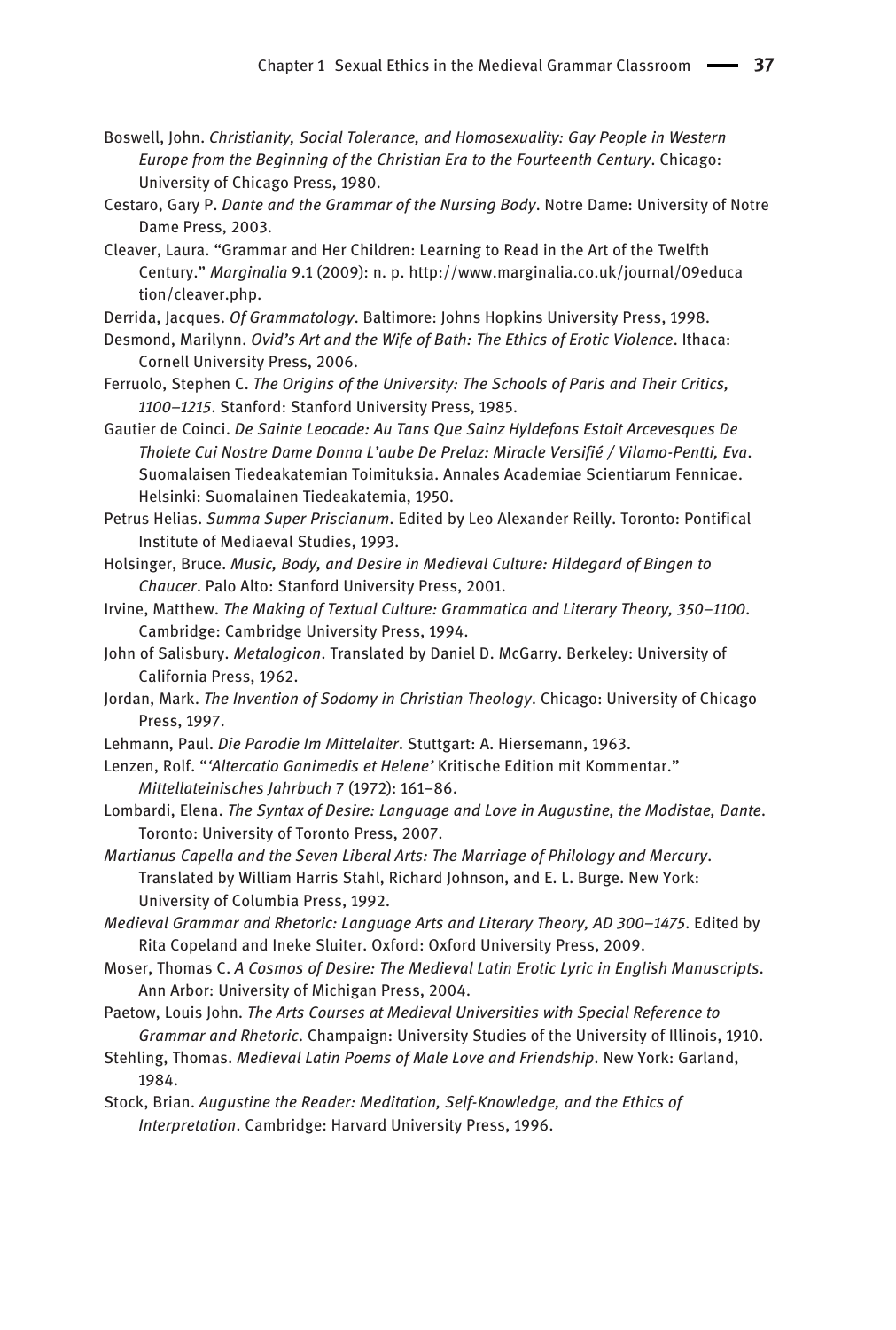Boswell, John. *Christianity, Social Tolerance, and Homosexuality: Gay People in Western Europe from the Beginning of the Christian Era to the Fourteenth Century*. Chicago: University of Chicago Press, 1980.

Cestaro, Gary P. *Dante and the Grammar of the Nursing Body*. Notre Dame: University of Notre Dame Press, 2003.

Cleaver, Laura. "Grammar and Her Children: Learning to Read in the Art of the Twelfth Century." *Marginalia* 9.1 (2009): n. p. http://www.marginalia.co.uk/journal/09education/cleaver.php.

Derrida, Jacques. *Of Grammatology*. Baltimore: Johns Hopkins University Press, 1998.

Desmond, Marilynn. *Ovid's Art and the Wife of Bath: The Ethics of Erotic Violence*. Ithaca: Cornell University Press, 2006.

Ferruolo, Stephen C. *The Origins of the University: The Schools of Paris and Their Critics, 1100–1215*. Stanford: Stanford University Press, 1985.

Gautier de Coinci. *De Sainte Leocade: Au Tans Que Sainz Hyldefons Estoit Arcevesques De Tholete Cui Nostre Dame Donna L'aube De Prelaz: Miracle Versifié / Vilamo-Pentti, Eva*. Suomalaisen Tiedeakatemian Toimituksia. Annales Academiae Scientiarum Fennicae. Helsinki: Suomalainen Tiedeakatemia, 1950.

Petrus Helias. *Summa Super Priscianum*. Edited by Leo Alexander Reilly. Toronto: Pontifical Institute of Mediaeval Studies, 1993.

Holsinger, Bruce. *Music, Body, and Desire in Medieval Culture: Hildegard of Bingen to Chaucer*. Palo Alto: Stanford University Press, 2001.

Irvine, Matthew. *The Making of Textual Culture: Grammatica and Literary Theory, 350–1100*. Cambridge: Cambridge University Press, 1994.

John of Salisbury. *Metalogicon*. Translated by Daniel D. McGarry. Berkeley: University of California Press, 1962.

Jordan, Mark. *The Invention of Sodomy in Christian Theology*. Chicago: University of Chicago Press, 1997.

Lehmann, Paul. *Die Parodie Im Mittelalter*. Stuttgart: A. Hiersemann, 1963.

Lenzen, Rolf. "*'Altercatio Ganimedis et Helene'* Kritische Edition mit Kommentar." *Mittellateinisches Jahrbuch* 7 (1972): 161–86.

Lombardi, Elena. *The Syntax of Desire: Language and Love in Augustine, the Modistae, Dante*. Toronto: University of Toronto Press, 2007.

*Martianus Capella and the Seven Liberal Arts: The Marriage of Philology and Mercury*. Translated by William Harris Stahl, Richard Johnson, and E. L. Burge. New York: University of Columbia Press, 1992.

*Medieval Grammar and Rhetoric: Language Arts and Literary Theory, AD 300–1475*. Edited by Rita Copeland and Ineke Sluiter. Oxford: Oxford University Press, 2009.

Moser, Thomas C. *A Cosmos of Desire: The Medieval Latin Erotic Lyric in English Manuscripts*. Ann Arbor: University of Michigan Press, 2004.

Paetow, Louis John. *The Arts Courses at Medieval Universities with Special Reference to Grammar and Rhetoric*. Champaign: University Studies of the University of Illinois, 1910.

Stehling, Thomas. *Medieval Latin Poems of Male Love and Friendship*. New York: Garland, 1984.

Stock, Brian. *Augustine the Reader: Meditation, Self-Knowledge, and the Ethics of Interpretation*. Cambridge: Harvard University Press, 1996.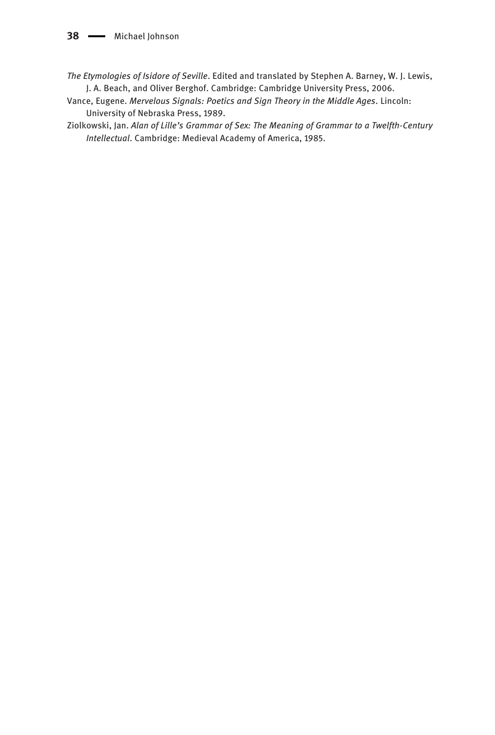*The Etymologies of Isidore of Seville*. Edited and translated by Stephen A. Barney, W. J. Lewis, J. A. Beach, and Oliver Berghof. Cambridge: Cambridge University Press, 2006.

Vance, Eugene. *Mervelous Signals: Poetics and Sign Theory in the Middle Ages*. Lincoln: University of Nebraska Press, 1989.

Ziolkowski, Jan. *Alan of Lille's Grammar of Sex: The Meaning of Grammar to a Twelfth-Century Intellectual*. Cambridge: Medieval Academy of America, 1985.